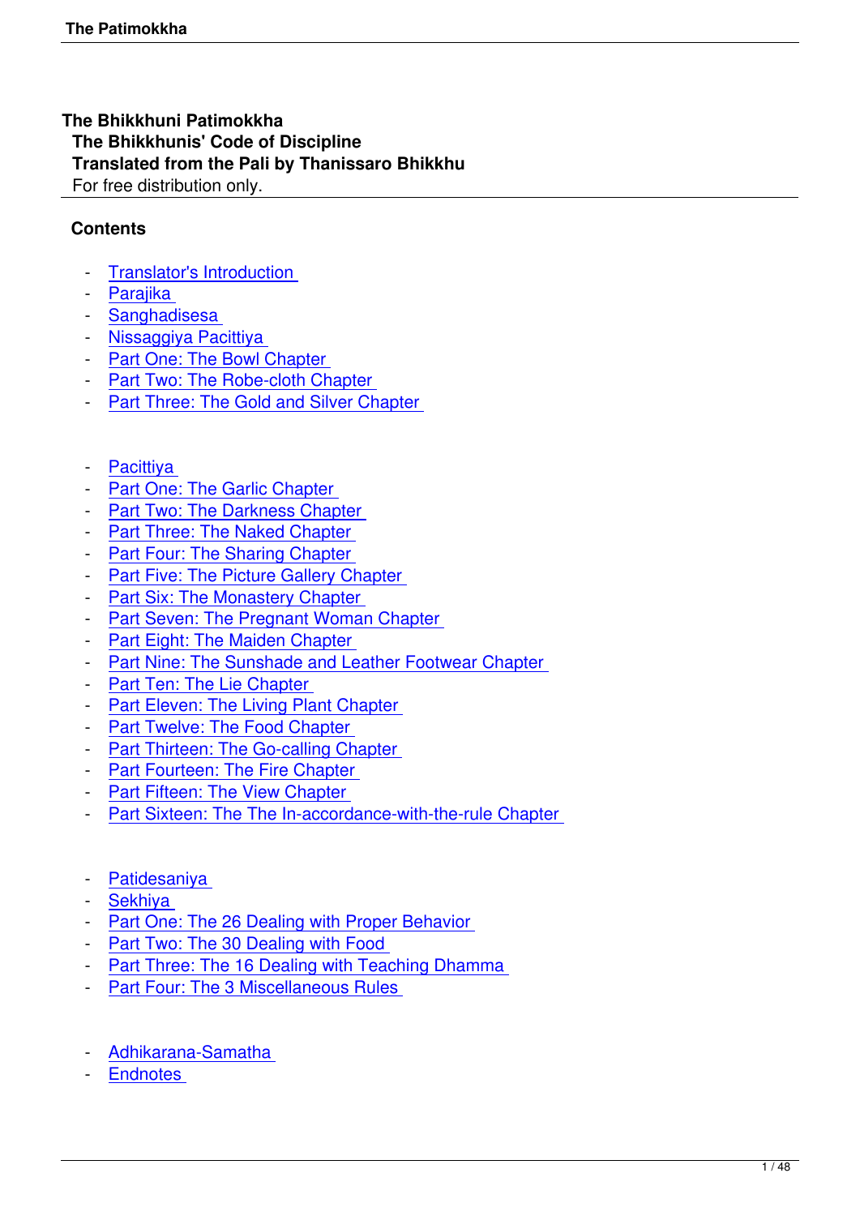# The Bhikkhuni Patimokkha

**The Bhikkhunis' Code of Discipline**

**Translated from the Pali by Thanissaro Bhikkhu**

For free distribution only.

## Contents

- Translator's Introduction
- Parajika
- Sanghadisesa
- Nissaggiya Pacittiya
- Part One: The Bowl Chapter
- Part Two: The Robe-cloth Chapter
- Part Three: The Gold and Silver Chapter

- Pacittiya
- Part One: The Garlic Chapter
- Part Two: The Darkness Chapter
- Part Three: The Naked Chapter
- Part Four: The Sharing Chapter
- Part Five: The Picture Gallery Chapter
- Part Six: The Monastery Chapter
- Part Seven: The Pregnant Woman Chapter
- Part Eight: The Maiden Chapter
- Part Nine: The Sunshade and Leather Footwear Chapter
- Part Ten: The Lie Chapter
- Part Eleven: The Living Plant Chapter
- Part Twelve: The Food Chapter
- Part Thirteen: The Go-calling Chapter
- Part Fourteen: The Fire Chapter
- Part Fifteen: The View Chapter
- Part Sixteen: The The In-accordance-with-the-rule Chapter

- Patidesaniya
- Sekhiya
- Part One: The 26 Dealing with Proper Behavior
- Part Two: The 30 Dealing with Food
- Part Three: The 16 Dealing with Teaching Dhamma
- Part Four: The 3 Miscellaneous Rules

- Adhikarana-Samatha
- Endnotes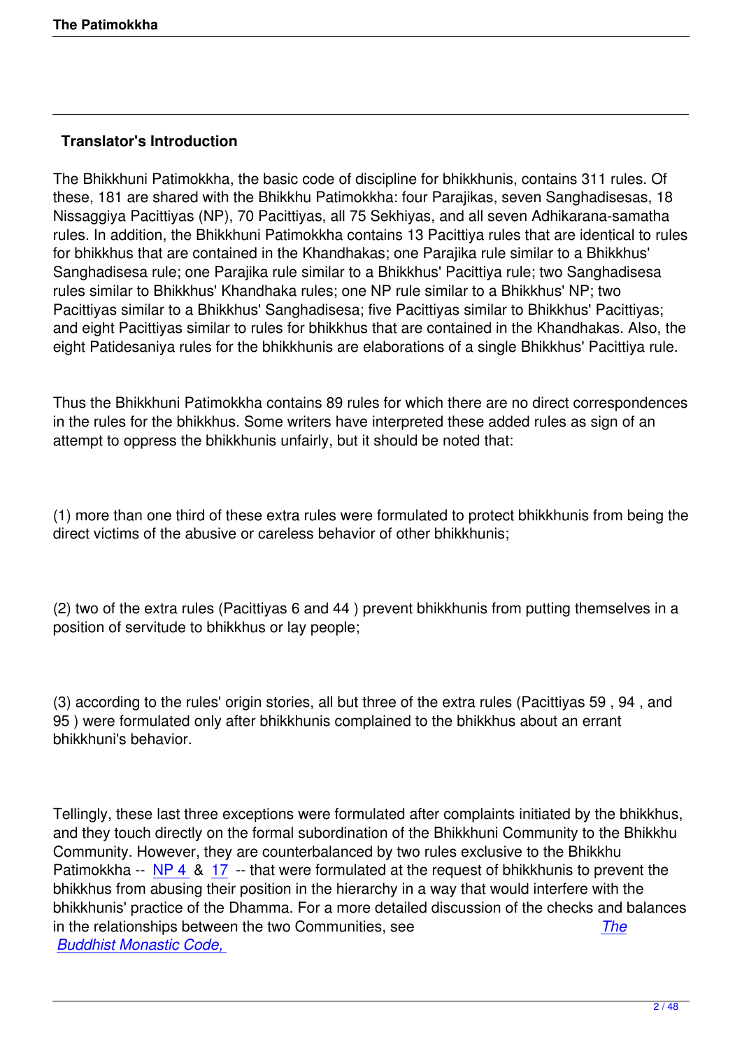## Translator's Introduction

The Bhikkhuni Patimokkha, the basic code of discipline for bhikkhunis, contains 311 rules. Of these, 181 are shared with the Bhikkhu Patimokkha: four Parajikas, seven Sanghadisesas, 18 Nissaggiya Pacittiyas (NP), 70 Pacittiyas, all 75 Sekhiyas, and all seven Adhikarana-samatha rules. In addition, the Bhikkhuni Patimokkha contains 13 Pacittiya rules that are identical to rules for bhikkhus that are contained in the Khandhakas; one Parajika rule similar to a Bhikkhus' Sanghadisesa rule; one Parajika rule similar to a Bhikkhus' Pacittiya rule; two Sanghadisesa rules similar to Bhikkhus' Khandhaka rules; one NP rule similar to a Bhikkhus' NP; two Pacittiyas similar to a Bhikkhus' Sanghadisesa; five Pacittiyas similar to Bhikkhus' Pacittiyas; and eight Pacittiyas similar to rules for bhikkhus that are contained in the Khandhakas. Also, the eight Patidesaniya rules for the bhikkhunis are elaborations of a single Bhikkhus' Pacittiya rule.

Thus the Bhikkhuni Patimokkha contains 89 rules for which there are no direct correspondences in the rules for the bhikkhus. Some writers have interpreted these added rules as sign of an attempt to oppress the bhikkhunis unfairly, but it should be noted that:

(1) more than one third of these extra rules were formulated to protect bhikkhunis from being the direct victims of the abusive or careless behavior of other bhikkhunis;

(2) two of the extra rules (Pacittiyas 6 and 44 ) prevent bhikkhunis from putting themselves in a position of servitude to bhikkhus or lay people;

(3) according to the rules' origin stories, all but three of the extra rules (Pacittiyas 59 , 94 , and 95 ) were formulated only after bhikkhunis complained to the bhikkhus about an errant bhikkhuni's behavior.

Tellingly, these last three exceptions were formulated after complaints initiated by the bhikkhus, and they touch directly on the formal subordination of the Bhikkhuni Community to the Bhikkhu Community. However, they are counterbalanced by two rules exclusive to the Bhikkhu Patimokkha -- NP 4 & 17 -- that were formulated at the request of bhikkhunis to prevent the bhikkhus from abusing their position in the hierarchy in a way that would interfere with the bhikkhunis' practice of the Dhamma. For a more detailed discussion of the checks and balances in the relationships between the two Communities, see *The Buddhist Monastic Code,*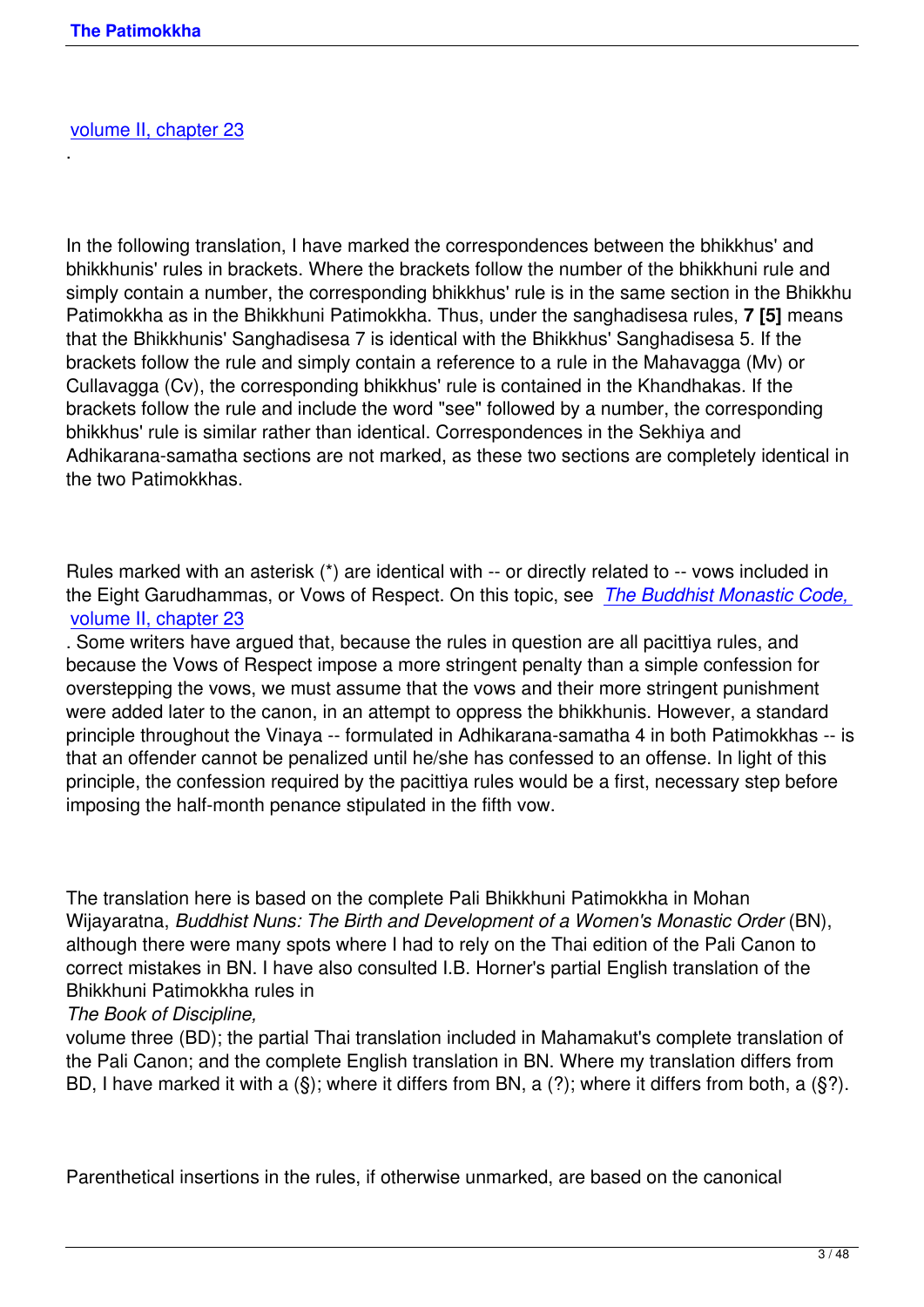volume II, chapter 23

.

In the following translation, I have marked the correspondences between the bhikkhus' and bhikkhunis' rules in brackets. Where the brackets follow the number of the bhikkhuni rule and simply contain a number, the corresponding bhikkhus' rule is in the same section in the Bhikkhu Patimokkha as in the Bhikkhuni Patimokkha. Thus, under the sanghadisesa rules, **7 [5]** means that the Bhikkhunis' Sanghadisesa 7 is identical with the Bhikkhus' Sanghadisesa 5. If the brackets follow the rule and simply contain a reference to a rule in the Mahavagga (Mv) or Cullavagga (Cv), the corresponding bhikkhus' rule is contained in the Khandhakas. If the brackets follow the rule and include the word "see" followed by a number, the corresponding bhikkhus' rule is similar rather than identical. Correspondences in the Sekhiya and Adhikarana-samatha sections are not marked, as these two sections are completely identical in the two Patimokkhas.

Rules marked with an asterisk (*) are identical with -- or directly related to -- vows included in the Eight Garudhammas, or Vows of Respect. On this topic, see *The Buddhist Monastic Code,* volume II, chapter 23. Some writers have argued that, because the rules in question are all pacittiya rules, and because the Vows of Respect impose a more stringent penalty than a simple confession for overstepping the vows, we must assume that the vows and their more stringent punishment were added later to the canon, in an attempt to oppress the bhikkhunis. However, a standard principle throughout the Vinaya -- formulated in Adhikarana-samatha 4 in both Patimokkhas -- is that an offender cannot be penalized until he/she has confessed to an offense. In light of this principle, the confession required by the pacittiya rules would be a first, necessary step before imposing the half-month penance stipulated in the fifth vow.

The translation here is based on the complete Pali Bhikkhuni Patimokkha in Mohan Wijayaratna, *Buddhist Nuns: The Birth and Development of a Women's Monastic Order* (BN), although there were many spots where I had to rely on the Thai edition of the Pali Canon to correct mistakes in BN. I have also consulted I.B. Horner's partial English translation of the Bhikkhuni Patimokkha rules in *The Book of Discipline,* volume three (BD); the partial Thai translation included in Mahamakut's complete translation of the Pali Canon; and the complete English translation in BN. Where my translation differs from BD, I have marked it with a (§); where it differs from BN, a (?); where it differs from both, a (§?).

Parenthetical insertions in the rules, if otherwise unmarked, are based on the canonical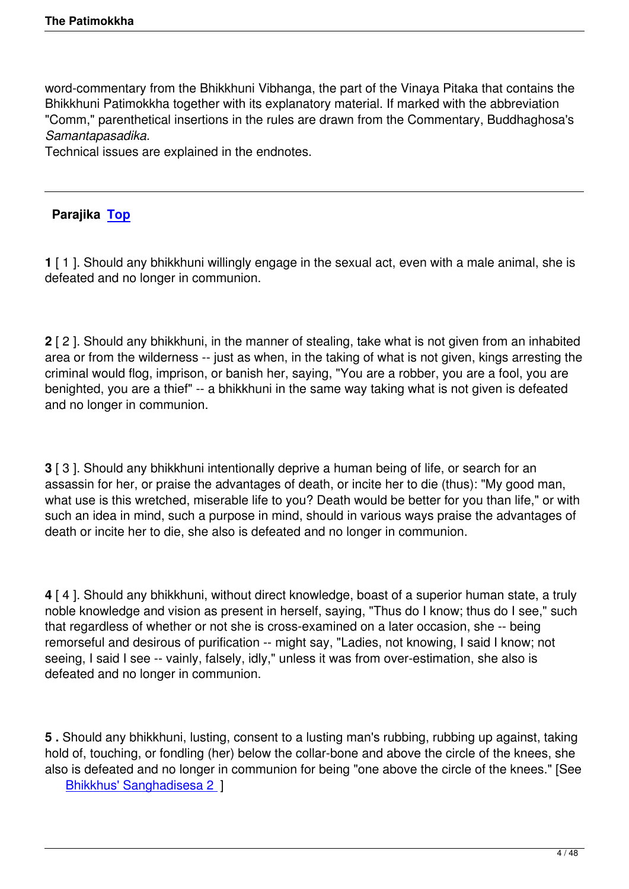word-commentary from the Bhikkhuni Vibhanga, the part of the Vinaya Pitaka that contains the Bhikkhuni Patimokkha together with its explanatory material. If marked with the abbreviation "Comm," parenthetical insertions in the rules are drawn from the Commentary, Buddhaghosa's *Samantapasadika.*

Technical issues are explained in the endnotes.

---

## Parajika [Top]

**1** [ 1 ]. Should any bhikkhuni willingly engage in the sexual act, even with a male animal, she is defeated and no longer in communion.

**2** [ 2 ]. Should any bhikkhuni, in the manner of stealing, take what is not given from an inhabited area or from the wilderness -- just as when, in the taking of what is not given, kings arresting the criminal would flog, imprison, or banish her, saying, "You are a robber, you are a fool, you are benighted, you are a thief" -- a bhikkhuni in the same way taking what is not given is defeated and no longer in communion.

**3** [ 3 ]. Should any bhikkhuni intentionally deprive a human being of life, or search for an assassin for her, or praise the advantages of death, or incite her to die (thus): "My good man, what use is this wretched, miserable life to you? Death would be better for you than life," or with such an idea in mind, such a purpose in mind, should in various ways praise the advantages of death or incite her to die, she also is defeated and no longer in communion.

**4** [ 4 ]. Should any bhikkhuni, without direct knowledge, boast of a superior human state, a truly noble knowledge and vision as present in herself, saying, "Thus do I know; thus do I see," such that regardless of whether or not she is cross-examined on a later occasion, she -- being remorseful and desirous of purification -- might say, "Ladies, not knowing, I said I know; not seeing, I said I see -- vainly, falsely, idly," unless it was from over-estimation, she also is defeated and no longer in communion.

**5 .** Should any bhikkhuni, lusting, consent to a lusting man's rubbing, rubbing up against, taking hold of, touching, or fondling (her) below the collar-bone and above the circle of the knees, she also is defeated and no longer in communion for being "one above the circle of the knees." [See Bhikkhus' Sanghadisesa 2 ]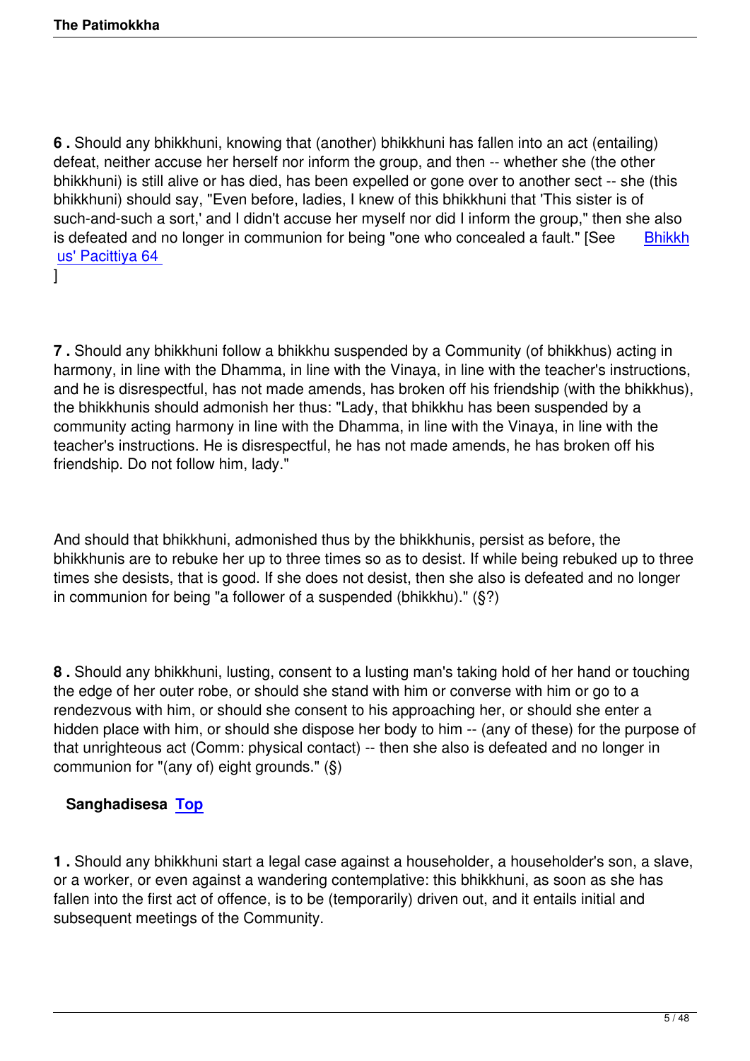**6 .** Should any bhikkhuni, knowing that (another) bhikkhuni has fallen into an act (entailing) defeat, neither accuse her herself nor inform the group, and then -- whether she (the other bhikkhuni) is still alive or has died, has been expelled or gone over to another sect -- she (this bhikkhuni) should say, "Even before, ladies, I knew of this bhikkhuni that 'This sister is of such-and-such a sort,' and I didn't accuse her myself nor did I inform the group," then she also is defeated and no longer in communion for being "one who concealed a fault." [See Bhikkhus' Pacittiya 64 ]

**7 .** Should any bhikkhuni follow a bhikkhu suspended by a Community (of bhikkhus) acting in harmony, in line with the Dhamma, in line with the Vinaya, in line with the teacher's instructions, and he is disrespectful, has not made amends, has broken off his friendship (with the bhikkhus), the bhikkhunis should admonish her thus: "Lady, that bhikkhu has been suspended by a community acting harmony in line with the Dhamma, in line with the Vinaya, in line with the teacher's instructions. He is disrespectful, he has not made amends, he has broken off his friendship. Do not follow him, lady."

And should that bhikkhuni, admonished thus by the bhikkhunis, persist as before, the bhikkhunis are to rebuke her up to three times so as to desist. If while being rebuked up to three times she desists, that is good. If she does not desist, then she also is defeated and no longer in communion for being "a follower of a suspended (bhikkhu)." (§?)

**8 .** Should any bhikkhuni, lusting, consent to a lusting man's taking hold of her hand or touching the edge of her outer robe, or should she stand with him or converse with him or go to a rendezvous with him, or should she consent to his approaching her, or should she enter a hidden place with him, or should she dispose her body to him -- (any of these) for the purpose of that unrighteous act (Comm: physical contact) -- then she also is defeated and no longer in communion for "(any of) eight grounds." (§)

## Sanghadisesa Top

**1 .** Should any bhikkhuni start a legal case against a householder, a householder's son, a slave, or a worker, or even against a wandering contemplative: this bhikkhuni, as soon as she has fallen into the first act of offence, is to be (temporarily) driven out, and it entails initial and subsequent meetings of the Community.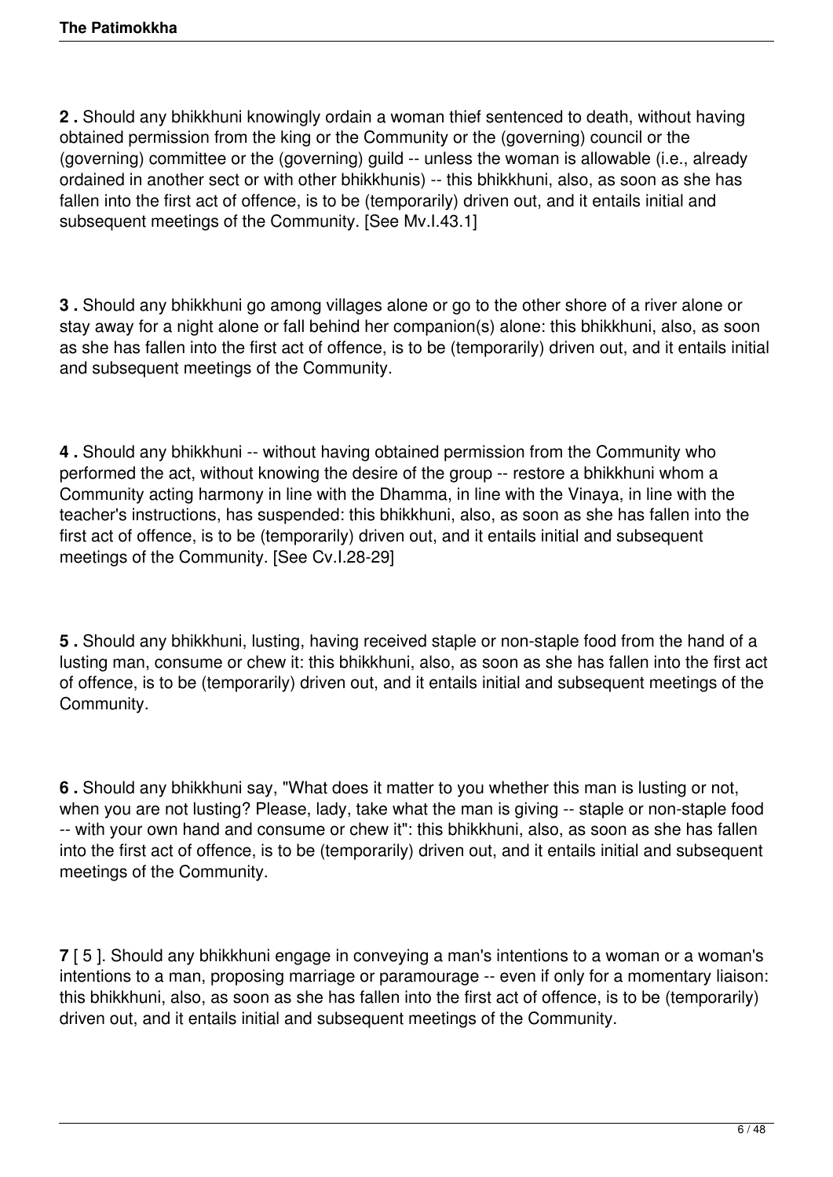**2 .** Should any bhikkhuni knowingly ordain a woman thief sentenced to death, without having obtained permission from the king or the Community or the (governing) council or the (governing) committee or the (governing) guild -- unless the woman is allowable (i.e., already ordained in another sect or with other bhikkhunis) -- this bhikkhuni, also, as soon as she has fallen into the first act of offence, is to be (temporarily) driven out, and it entails initial and subsequent meetings of the Community. [See Mv.I.43.1]

**3 .** Should any bhikkhuni go among villages alone or go to the other shore of a river alone or stay away for a night alone or fall behind her companion(s) alone: this bhikkhuni, also, as soon as she has fallen into the first act of offence, is to be (temporarily) driven out, and it entails initial and subsequent meetings of the Community.

**4 .** Should any bhikkhuni -- without having obtained permission from the Community who performed the act, without knowing the desire of the group -- restore a bhikkhuni whom a Community acting harmony in line with the Dhamma, in line with the Vinaya, in line with the teacher's instructions, has suspended: this bhikkhuni, also, as soon as she has fallen into the first act of offence, is to be (temporarily) driven out, and it entails initial and subsequent meetings of the Community. [See Cv.I.28-29]

**5 .** Should any bhikkhuni, lusting, having received staple or non-staple food from the hand of a lusting man, consume or chew it: this bhikkhuni, also, as soon as she has fallen into the first act of offence, is to be (temporarily) driven out, and it entails initial and subsequent meetings of the Community.

**6 .** Should any bhikkhuni say, "What does it matter to you whether this man is lusting or not, when you are not lusting? Please, lady, take what the man is giving -- staple or non-staple food -- with your own hand and consume or chew it": this bhikkhuni, also, as soon as she has fallen into the first act of offence, is to be (temporarily) driven out, and it entails initial and subsequent meetings of the Community.

**7** [ 5 ]. Should any bhikkhuni engage in conveying a man's intentions to a woman or a woman's intentions to a man, proposing marriage or paramourage -- even if only for a momentary liaison: this bhikkhuni, also, as soon as she has fallen into the first act of offence, is to be (temporarily) driven out, and it entails initial and subsequent meetings of the Community.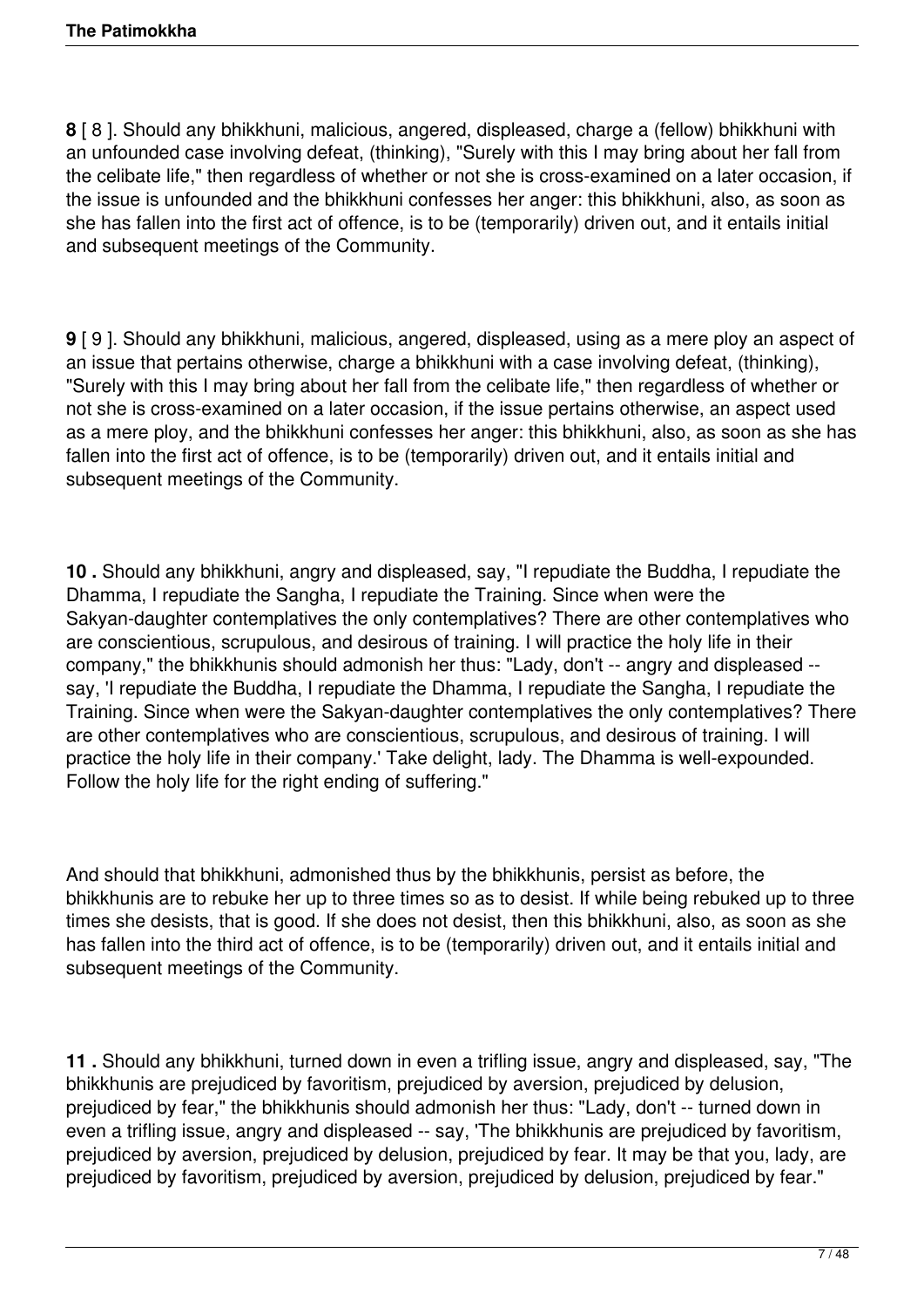**8** [ 8 ]. Should any bhikkhuni, malicious, angered, displeased, charge a (fellow) bhikkhuni with an unfounded case involving defeat, (thinking), "Surely with this I may bring about her fall from the celibate life," then regardless of whether or not she is cross-examined on a later occasion, if the issue is unfounded and the bhikkhuni confesses her anger: this bhikkhuni, also, as soon as she has fallen into the first act of offence, is to be (temporarily) driven out, and it entails initial and subsequent meetings of the Community.

**9** [ 9 ]. Should any bhikkhuni, malicious, angered, displeased, using as a mere ploy an aspect of an issue that pertains otherwise, charge a bhikkhuni with a case involving defeat, (thinking), "Surely with this I may bring about her fall from the celibate life," then regardless of whether or not she is cross-examined on a later occasion, if the issue pertains otherwise, an aspect used as a mere ploy, and the bhikkhuni confesses her anger: this bhikkhuni, also, as soon as she has fallen into the first act of offence, is to be (temporarily) driven out, and it entails initial and subsequent meetings of the Community.

**10 .** Should any bhikkhuni, angry and displeased, say, "I repudiate the Buddha, I repudiate the Dhamma, I repudiate the Sangha, I repudiate the Training. Since when were the Sakyan-daughter contemplatives the only contemplatives? There are other contemplatives who are conscientious, scrupulous, and desirous of training. I will practice the holy life in their company," the bhikkhunis should admonish her thus: "Lady, don't -- angry and displeased -- say, 'I repudiate the Buddha, I repudiate the Dhamma, I repudiate the Sangha, I repudiate the Training. Since when were the Sakyan-daughter contemplatives the only contemplatives? There are other contemplatives who are conscientious, scrupulous, and desirous of training. I will practice the holy life in their company.' Take delight, lady. The Dhamma is well-expounded. Follow the holy life for the right ending of suffering."

And should that bhikkhuni, admonished thus by the bhikkhunis, persist as before, the bhikkhunis are to rebuke her up to three times so as to desist. If while being rebuked up to three times she desists, that is good. If she does not desist, then this bhikkhuni, also, as soon as she has fallen into the third act of offence, is to be (temporarily) driven out, and it entails initial and subsequent meetings of the Community.

**11 .** Should any bhikkhuni, turned down in even a trifling issue, angry and displeased, say, "The bhikkhunis are prejudiced by favoritism, prejudiced by aversion, prejudiced by delusion, prejudiced by fear," the bhikkhunis should admonish her thus: "Lady, don't -- turned down in even a trifling issue, angry and displeased -- say, 'The bhikkhunis are prejudiced by favoritism, prejudiced by aversion, prejudiced by delusion, prejudiced by fear. It may be that you, lady, are prejudiced by favoritism, prejudiced by aversion, prejudiced by delusion, prejudiced by fear."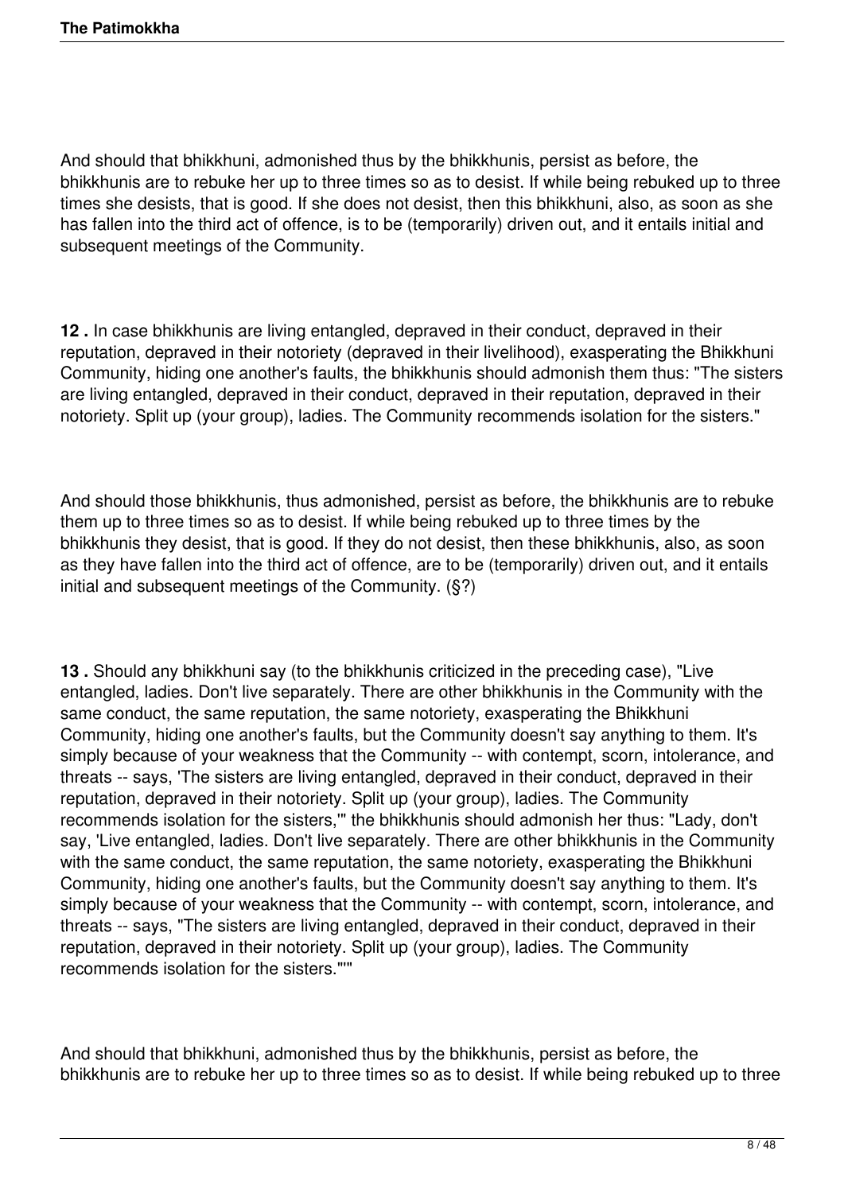And should that bhikkhuni, admonished thus by the bhikkhunis, persist as before, the bhikkhunis are to rebuke her up to three times so as to desist. If while being rebuked up to three times she desists, that is good. If she does not desist, then this bhikkhuni, also, as soon as she has fallen into the third act of offence, is to be (temporarily) driven out, and it entails initial and subsequent meetings of the Community.

**12 .** In case bhikkhunis are living entangled, depraved in their conduct, depraved in their reputation, depraved in their notoriety (depraved in their livelihood), exasperating the Bhikkhuni Community, hiding one another's faults, the bhikkhunis should admonish them thus: "The sisters are living entangled, depraved in their conduct, depraved in their reputation, depraved in their notoriety. Split up (your group), ladies. The Community recommends isolation for the sisters."

And should those bhikkhunis, thus admonished, persist as before, the bhikkhunis are to rebuke them up to three times so as to desist. If while being rebuked up to three times by the bhikkhunis they desist, that is good. If they do not desist, then these bhikkhunis, also, as soon as they have fallen into the third act of offence, are to be (temporarily) driven out, and it entails initial and subsequent meetings of the Community. (§?)

**13 .** Should any bhikkhuni say (to the bhikkhunis criticized in the preceding case), "Live entangled, ladies. Don't live separately. There are other bhikkhunis in the Community with the same conduct, the same reputation, the same notoriety, exasperating the Bhikkhuni Community, hiding one another's faults, but the Community doesn't say anything to them. It's simply because of your weakness that the Community -- with contempt, scorn, intolerance, and threats -- says, 'The sisters are living entangled, depraved in their conduct, depraved in their reputation, depraved in their notoriety. Split up (your group), ladies. The Community recommends isolation for the sisters,'" the bhikkhunis should admonish her thus: "Lady, don't say, 'Live entangled, ladies. Don't live separately. There are other bhikkhunis in the Community with the same conduct, the same reputation, the same notoriety, exasperating the Bhikkhuni Community, hiding one another's faults, but the Community doesn't say anything to them. It's simply because of your weakness that the Community -- with contempt, scorn, intolerance, and threats -- says, "The sisters are living entangled, depraved in their conduct, depraved in their reputation, depraved in their notoriety. Split up (your group), ladies. The Community recommends isolation for the sisters."'"

And should that bhikkhuni, admonished thus by the bhikkhunis, persist as before, the bhikkhunis are to rebuke her up to three times so as to desist. If while being rebuked up to three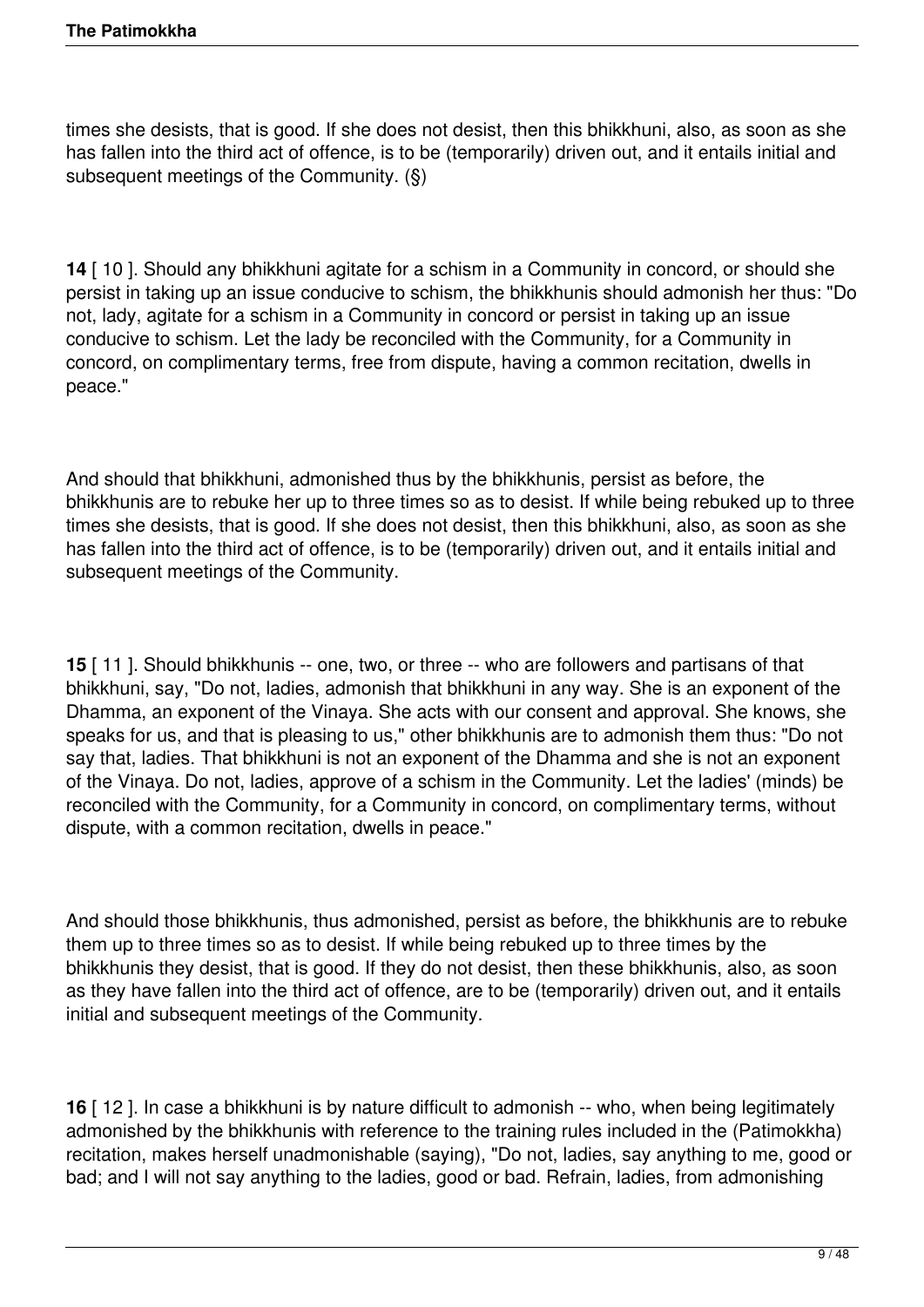times she desists, that is good. If she does not desist, then this bhikkhuni, also, as soon as she has fallen into the third act of offence, is to be (temporarily) driven out, and it entails initial and subsequent meetings of the Community. (§)

**14** [ 10 ]. Should any bhikkhuni agitate for a schism in a Community in concord, or should she persist in taking up an issue conducive to schism, the bhikkhunis should admonish her thus: "Do not, lady, agitate for a schism in a Community in concord or persist in taking up an issue conducive to schism. Let the lady be reconciled with the Community, for a Community in concord, on complimentary terms, free from dispute, having a common recitation, dwells in peace."

And should that bhikkhuni, admonished thus by the bhikkhunis, persist as before, the bhikkhunis are to rebuke her up to three times so as to desist. If while being rebuked up to three times she desists, that is good. If she does not desist, then this bhikkhuni, also, as soon as she has fallen into the third act of offence, is to be (temporarily) driven out, and it entails initial and subsequent meetings of the Community.

**15** [ 11 ]. Should bhikkhunis -- one, two, or three -- who are followers and partisans of that bhikkhuni, say, "Do not, ladies, admonish that bhikkhuni in any way. She is an exponent of the Dhamma, an exponent of the Vinaya. She acts with our consent and approval. She knows, she speaks for us, and that is pleasing to us," other bhikkhunis are to admonish them thus: "Do not say that, ladies. That bhikkhuni is not an exponent of the Dhamma and she is not an exponent of the Vinaya. Do not, ladies, approve of a schism in the Community. Let the ladies' (minds) be reconciled with the Community, for a Community in concord, on complimentary terms, without dispute, with a common recitation, dwells in peace."

And should those bhikkhunis, thus admonished, persist as before, the bhikkhunis are to rebuke them up to three times so as to desist. If while being rebuked up to three times by the bhikkhunis they desist, that is good. If they do not desist, then these bhikkhunis, also, as soon as they have fallen into the third act of offence, are to be (temporarily) driven out, and it entails initial and subsequent meetings of the Community.

**16** [ 12 ]. In case a bhikkhuni is by nature difficult to admonish -- who, when being legitimately admonished by the bhikkhunis with reference to the training rules included in the (Patimokkha) recitation, makes herself unadmonishable (saying), "Do not, ladies, say anything to me, good or bad; and I will not say anything to the ladies, good or bad. Refrain, ladies, from admonishing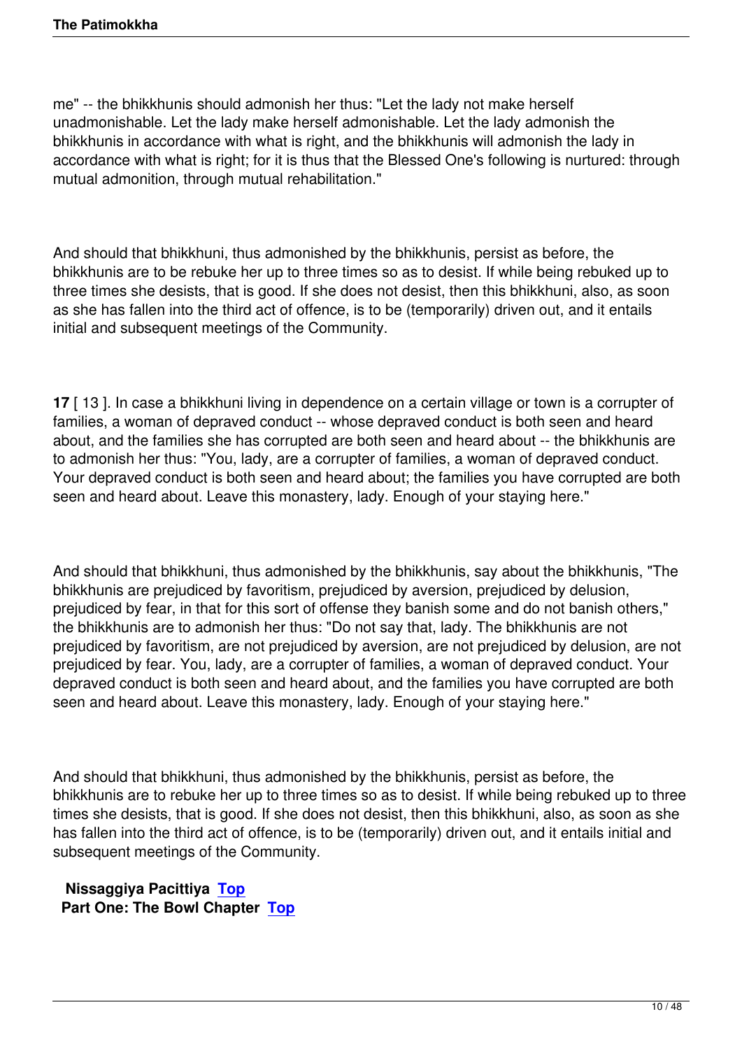me" -- the bhikkhunis should admonish her thus: "Let the lady not make herself unadmonishable. Let the lady make herself admonishable. Let the lady admonish the bhikkhunis in accordance with what is right, and the bhikkhunis will admonish the lady in accordance with what is right; for it is thus that the Blessed One's following is nurtured: through mutual admonition, through mutual rehabilitation."

And should that bhikkhuni, thus admonished by the bhikkhunis, persist as before, the bhikkhunis are to be rebuke her up to three times so as to desist. If while being rebuked up to three times she desists, that is good. If she does not desist, then this bhikkhuni, also, as soon as she has fallen into the third act of offence, is to be (temporarily) driven out, and it entails initial and subsequent meetings of the Community.

**17** [ 13 ]. In case a bhikkhuni living in dependence on a certain village or town is a corrupter of families, a woman of depraved conduct -- whose depraved conduct is both seen and heard about, and the families she has corrupted are both seen and heard about -- the bhikkhunis are to admonish her thus: "You, lady, are a corrupter of families, a woman of depraved conduct. Your depraved conduct is both seen and heard about; the families you have corrupted are both seen and heard about. Leave this monastery, lady. Enough of your staying here."

And should that bhikkhuni, thus admonished by the bhikkhunis, say about the bhikkhunis, "The bhikkhunis are prejudiced by favoritism, prejudiced by aversion, prejudiced by delusion, prejudiced by fear, in that for this sort of offense they banish some and do not banish others," the bhikkhunis are to admonish her thus: "Do not say that, lady. The bhikkhunis are not prejudiced by favoritism, are not prejudiced by aversion, are not prejudiced by delusion, are not prejudiced by fear. You, lady, are a corrupter of families, a woman of depraved conduct. Your depraved conduct is both seen and heard about, and the families you have corrupted are both seen and heard about. Leave this monastery, lady. Enough of your staying here."

And should that bhikkhuni, thus admonished by the bhikkhunis, persist as before, the bhikkhunis are to rebuke her up to three times so as to desist. If while being rebuked up to three times she desists, that is good. If she does not desist, then this bhikkhuni, also, as soon as she has fallen into the third act of offence, is to be (temporarily) driven out, and it entails initial and subsequent meetings of the Community.

**Nissaggiya Pacittiya** Top

**Part One: The Bowl Chapter** Top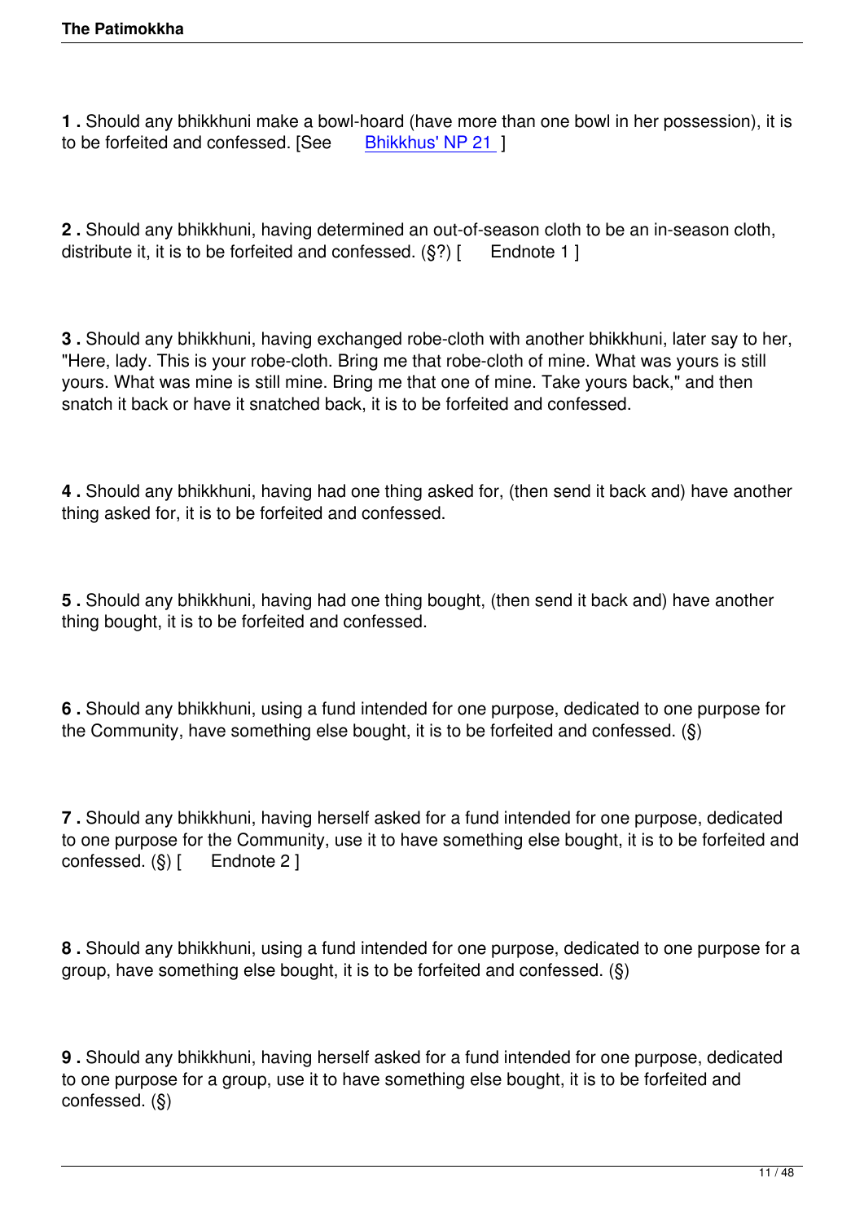**1 .** Should any bhikkhuni make a bowl-hoard (have more than one bowl in her possession), it is to be forfeited and confessed. [See Bhikkhus' NP 21 ]

**2 .** Should any bhikkhuni, having determined an out-of-season cloth to be an in-season cloth, distribute it, it is to be forfeited and confessed. (§?) [ Endnote 1 ]

**3 .** Should any bhikkhuni, having exchanged robe-cloth with another bhikkhuni, later say to her, "Here, lady. This is your robe-cloth. Bring me that robe-cloth of mine. What was yours is still yours. What was mine is still mine. Bring me that one of mine. Take yours back," and then snatch it back or have it snatched back, it is to be forfeited and confessed.

**4 .** Should any bhikkhuni, having had one thing asked for, (then send it back and) have another thing asked for, it is to be forfeited and confessed.

**5 .** Should any bhikkhuni, having had one thing bought, (then send it back and) have another thing bought, it is to be forfeited and confessed.

**6 .** Should any bhikkhuni, using a fund intended for one purpose, dedicated to one purpose for the Community, have something else bought, it is to be forfeited and confessed. (§)

**7 .** Should any bhikkhuni, having herself asked for a fund intended for one purpose, dedicated to one purpose for the Community, use it to have something else bought, it is to be forfeited and confessed. (§) [ Endnote 2 ]

**8 .** Should any bhikkhuni, using a fund intended for one purpose, dedicated to one purpose for a group, have something else bought, it is to be forfeited and confessed. (§)

**9 .** Should any bhikkhuni, having herself asked for a fund intended for one purpose, dedicated to one purpose for a group, use it to have something else bought, it is to be forfeited and confessed. (§)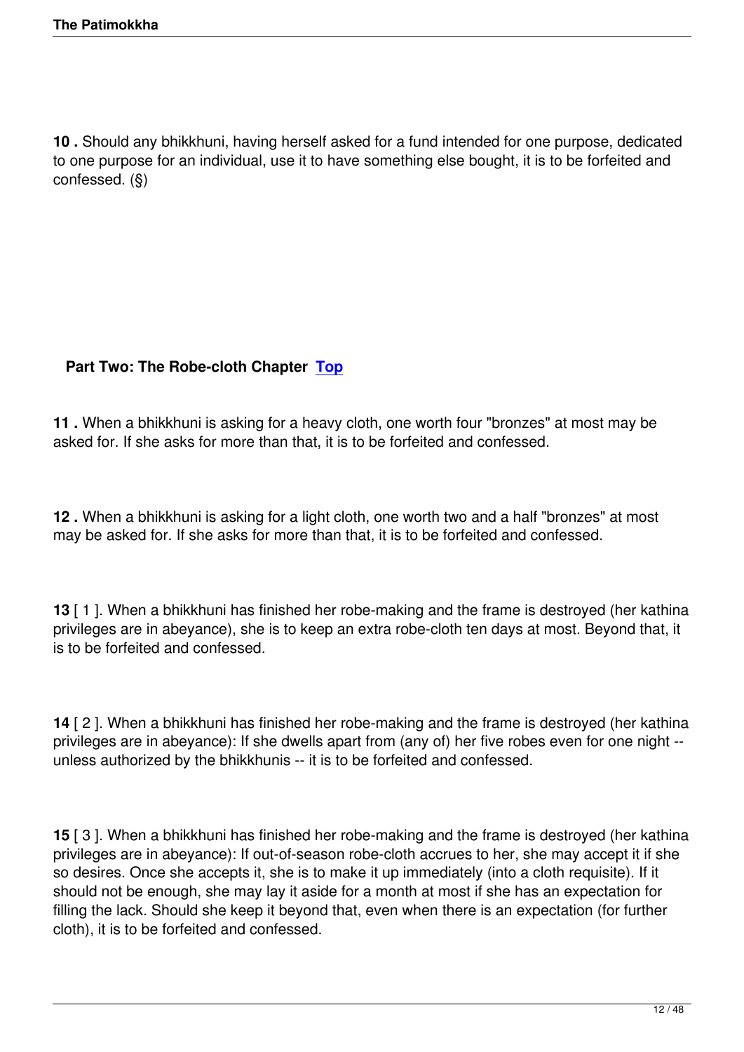**10 .** Should any bhikkhuni, having herself asked for a fund intended for one purpose, dedicated to one purpose for an individual, use it to have something else bought, it is to be forfeited and confessed. (§)

## Part Two: The Robe-cloth Chapter [Top]

**11 .** When a bhikkhuni is asking for a heavy cloth, one worth four "bronzes" at most may be asked for. If she asks for more than that, it is to be forfeited and confessed.

**12 .** When a bhikkhuni is asking for a light cloth, one worth two and a half "bronzes" at most may be asked for. If she asks for more than that, it is to be forfeited and confessed.

**13** [ 1 ]. When a bhikkhuni has finished her robe-making and the frame is destroyed (her kathina privileges are in abeyance), she is to keep an extra robe-cloth ten days at most. Beyond that, it is to be forfeited and confessed.

**14** [ 2 ]. When a bhikkhuni has finished her robe-making and the frame is destroyed (her kathina privileges are in abeyance): If she dwells apart from (any of) her five robes even for one night -- unless authorized by the bhikkhunis -- it is to be forfeited and confessed.

**15** [ 3 ]. When a bhikkhuni has finished her robe-making and the frame is destroyed (her kathina privileges are in abeyance): If out-of-season robe-cloth accrues to her, she may accept it if she so desires. Once she accepts it, she is to make it up immediately (into a cloth requisite). If it should not be enough, she may lay it aside for a month at most if she has an expectation for filling the lack. Should she keep it beyond that, even when there is an expectation (for further cloth), it is to be forfeited and confessed.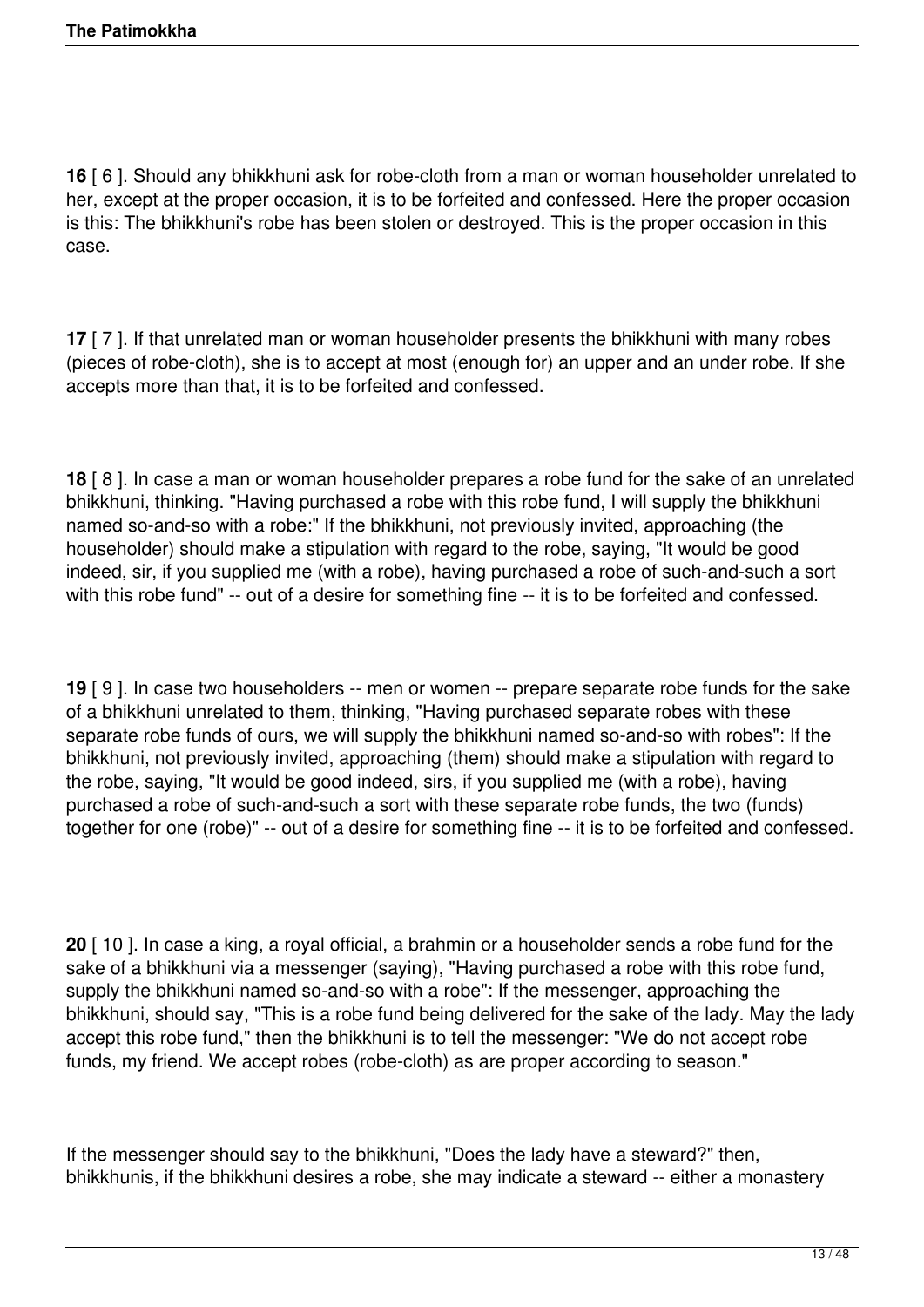**16** [ 6 ]. Should any bhikkhuni ask for robe-cloth from a man or woman householder unrelated to her, except at the proper occasion, it is to be forfeited and confessed. Here the proper occasion is this: The bhikkhuni's robe has been stolen or destroyed. This is the proper occasion in this case.

**17** [ 7 ]. If that unrelated man or woman householder presents the bhikkhuni with many robes (pieces of robe-cloth), she is to accept at most (enough for) an upper and an under robe. If she accepts more than that, it is to be forfeited and confessed.

**18** [ 8 ]. In case a man or woman householder prepares a robe fund for the sake of an unrelated bhikkhuni, thinking. "Having purchased a robe with this robe fund, I will supply the bhikkhuni named so-and-so with a robe:" If the bhikkhuni, not previously invited, approaching (the householder) should make a stipulation with regard to the robe, saying, "It would be good indeed, sir, if you supplied me (with a robe), having purchased a robe of such-and-such a sort with this robe fund" -- out of a desire for something fine -- it is to be forfeited and confessed.

**19** [ 9 ]. In case two householders -- men or women -- prepare separate robe funds for the sake of a bhikkhuni unrelated to them, thinking, "Having purchased separate robes with these separate robe funds of ours, we will supply the bhikkhuni named so-and-so with robes": If the bhikkhuni, not previously invited, approaching (them) should make a stipulation with regard to the robe, saying, "It would be good indeed, sirs, if you supplied me (with a robe), having purchased a robe of such-and-such a sort with these separate robe funds, the two (funds) together for one (robe)" -- out of a desire for something fine -- it is to be forfeited and confessed.

**20** [ 10 ]. In case a king, a royal official, a brahmin or a householder sends a robe fund for the sake of a bhikkhuni via a messenger (saying), "Having purchased a robe with this robe fund, supply the bhikkhuni named so-and-so with a robe": If the messenger, approaching the bhikkhuni, should say, "This is a robe fund being delivered for the sake of the lady. May the lady accept this robe fund," then the bhikkhuni is to tell the messenger: "We do not accept robe funds, my friend. We accept robes (robe-cloth) as are proper according to season."

If the messenger should say to the bhikkhuni, "Does the lady have a steward?" then, bhikkhunis, if the bhikkhuni desires a robe, she may indicate a steward -- either a monastery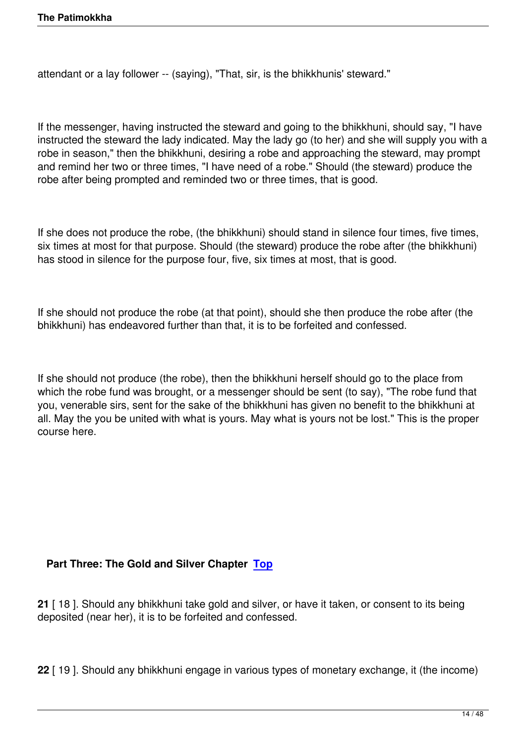attendant or a lay follower -- (saying), "That, sir, is the bhikkhunis' steward."

If the messenger, having instructed the steward and going to the bhikkhuni, should say, "I have instructed the steward the lady indicated. May the lady go (to her) and she will supply you with a robe in season," then the bhikkhuni, desiring a robe and approaching the steward, may prompt and remind her two or three times, "I have need of a robe." Should (the steward) produce the robe after being prompted and reminded two or three times, that is good.

If she does not produce the robe, (the bhikkhuni) should stand in silence four times, five times, six times at most for that purpose. Should (the steward) produce the robe after (the bhikkhuni) has stood in silence for the purpose four, five, six times at most, that is good.

If she should not produce the robe (at that point), should she then produce the robe after (the bhikkhuni) has endeavored further than that, it is to be forfeited and confessed.

If she should not produce (the robe), then the bhikkhuni herself should go to the place from which the robe fund was brought, or a messenger should be sent (to say), "The robe fund that you, venerable sirs, sent for the sake of the bhikkhuni has given no benefit to the bhikkhuni at all. May the you be united with what is yours. May what is yours not be lost." This is the proper course here.

### Part Three: The Gold and Silver Chapter Top

**21** [ 18 ]. Should any bhikkhuni take gold and silver, or have it taken, or consent to its being deposited (near her), it is to be forfeited and confessed.

**22** [ 19 ]. Should any bhikkhuni engage in various types of monetary exchange, it (the income)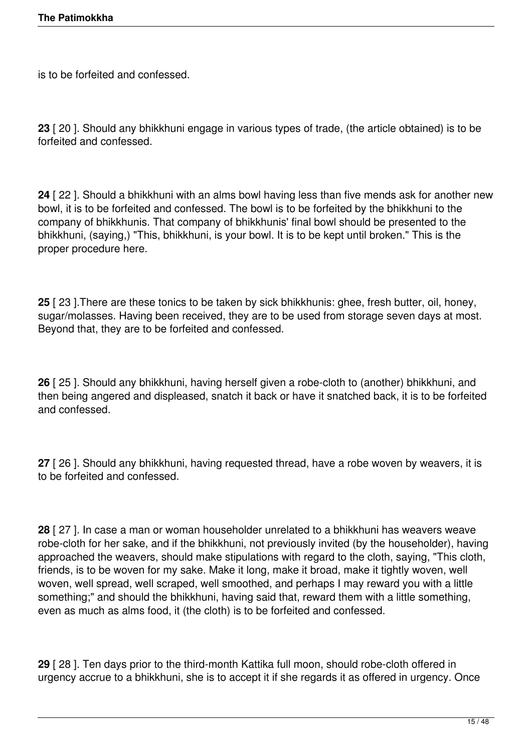is to be forfeited and confessed.

**23** [ 20 ]. Should any bhikkhuni engage in various types of trade, (the article obtained) is to be forfeited and confessed.

**24** [ 22 ]. Should a bhikkhuni with an alms bowl having less than five mends ask for another new bowl, it is to be forfeited and confessed. The bowl is to be forfeited by the bhikkhuni to the company of bhikkhunis. That company of bhikkhunis' final bowl should be presented to the bhikkhuni, (saying,) "This, bhikkhuni, is your bowl. It is to be kept until broken." This is the proper procedure here.

**25** [ 23 ].There are these tonics to be taken by sick bhikkhunis: ghee, fresh butter, oil, honey, sugar/molasses. Having been received, they are to be used from storage seven days at most. Beyond that, they are to be forfeited and confessed.

**26** [ 25 ]. Should any bhikkhuni, having herself given a robe-cloth to (another) bhikkhuni, and then being angered and displeased, snatch it back or have it snatched back, it is to be forfeited and confessed.

**27** [ 26 ]. Should any bhikkhuni, having requested thread, have a robe woven by weavers, it is to be forfeited and confessed.

**28** [ 27 ]. In case a man or woman householder unrelated to a bhikkhuni has weavers weave robe-cloth for her sake, and if the bhikkhuni, not previously invited (by the householder), having approached the weavers, should make stipulations with regard to the cloth, saying, "This cloth, friends, is to be woven for my sake. Make it long, make it broad, make it tightly woven, well woven, well spread, well scraped, well smoothed, and perhaps I may reward you with a little something;" and should the bhikkhuni, having said that, reward them with a little something, even as much as alms food, it (the cloth) is to be forfeited and confessed.

**29** [ 28 ]. Ten days prior to the third-month Kattika full moon, should robe-cloth offered in urgency accrue to a bhikkhuni, she is to accept it if she regards it as offered in urgency. Once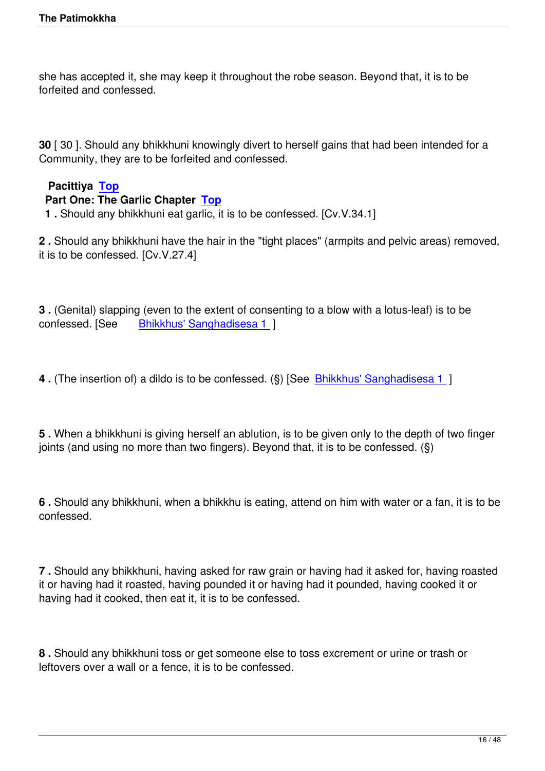she has accepted it, she may keep it throughout the robe season. Beyond that, it is to be forfeited and confessed.

**30** [ 30 ]. Should any bhikkhuni knowingly divert to herself gains that had been intended for a Community, they are to be forfeited and confessed.

### Pacittiya Top

#### Part One: The Garlic Chapter Top

**1 .** Should any bhikkhuni eat garlic, it is to be confessed. [Cv.V.34.1]

**2 .** Should any bhikkhuni have the hair in the "tight places" (armpits and pelvic areas) removed, it is to be confessed. [Cv.V.27.4]

**3 .** (Genital) slapping (even to the extent of consenting to a blow with a lotus-leaf) is to be confessed. [See Bhikkhus' Sanghadisesa 1 ]

**4 .** (The insertion of) a dildo is to be confessed. (§) [See Bhikkhus' Sanghadisesa 1 ]

**5 .** When a bhikkhuni is giving herself an ablution, is to be given only to the depth of two finger joints (and using no more than two fingers). Beyond that, it is to be confessed. (§)

**6 .** Should any bhikkhuni, when a bhikkhu is eating, attend on him with water or a fan, it is to be confessed.

**7 .** Should any bhikkhuni, having asked for raw grain or having had it asked for, having roasted it or having had it roasted, having pounded it or having had it pounded, having cooked it or having had it cooked, then eat it, it is to be confessed.

**8 .** Should any bhikkhuni toss or get someone else to toss excrement or urine or trash or leftovers over a wall or a fence, it is to be confessed.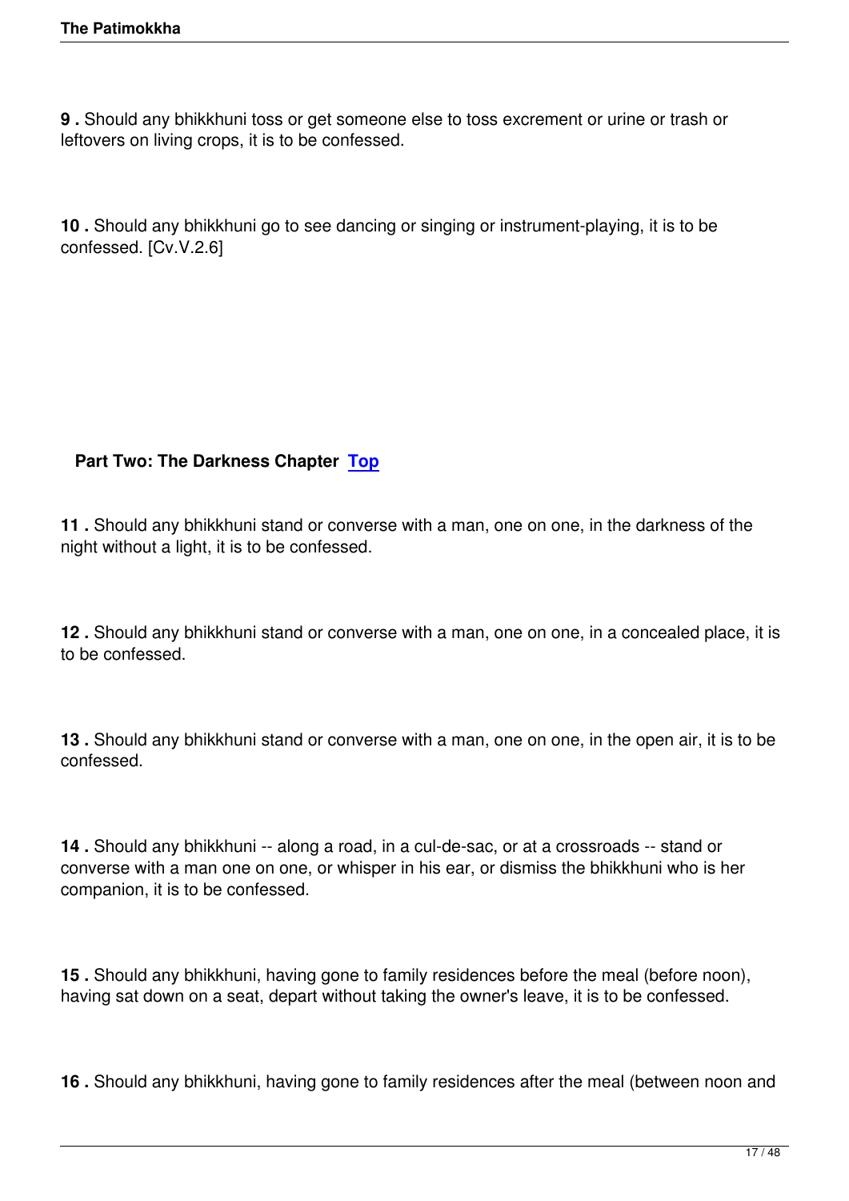**9 .** Should any bhikkhuni toss or get someone else to toss excrement or urine or trash or leftovers on living crops, it is to be confessed.

**10 .** Should any bhikkhuni go to see dancing or singing or instrument-playing, it is to be confessed. [Cv.V.2.6]

## Part Two: The Darkness Chapter [Top]

**11 .** Should any bhikkhuni stand or converse with a man, one on one, in the darkness of the night without a light, it is to be confessed.

**12 .** Should any bhikkhuni stand or converse with a man, one on one, in a concealed place, it is to be confessed.

**13 .** Should any bhikkhuni stand or converse with a man, one on one, in the open air, it is to be confessed.

**14 .** Should any bhikkhuni -- along a road, in a cul-de-sac, or at a crossroads -- stand or converse with a man one on one, or whisper in his ear, or dismiss the bhikkhuni who is her companion, it is to be confessed.

**15 .** Should any bhikkhuni, having gone to family residences before the meal (before noon), having sat down on a seat, depart without taking the owner's leave, it is to be confessed.

**16 .** Should any bhikkhuni, having gone to family residences after the meal (between noon and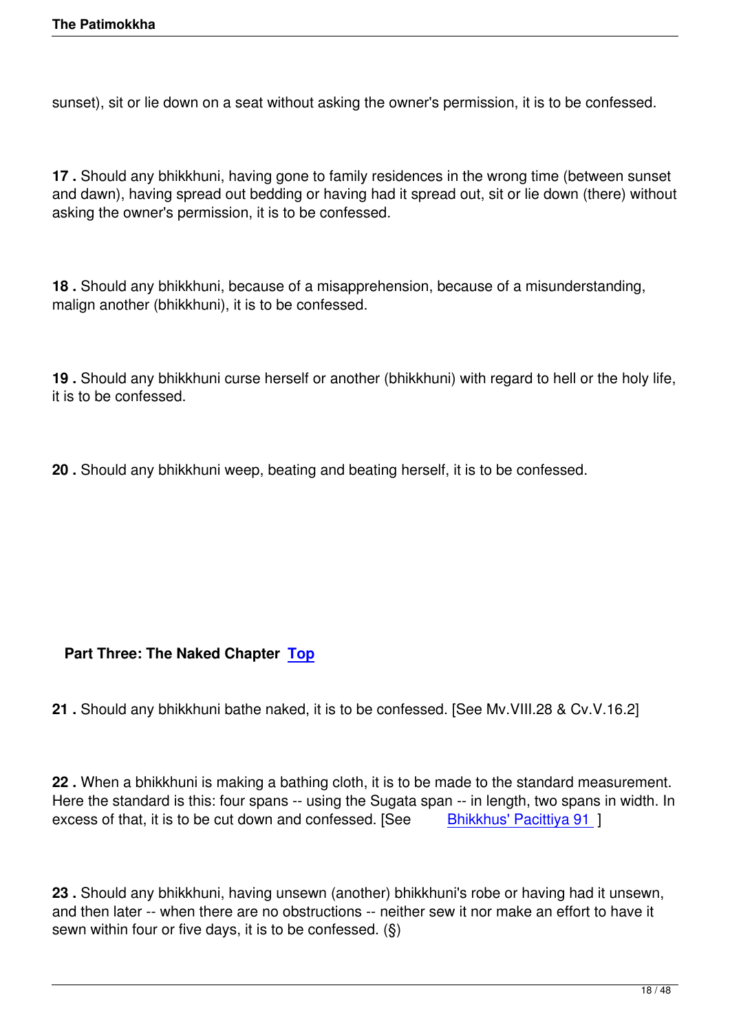sunset), sit or lie down on a seat without asking the owner's permission, it is to be confessed.

**17 .** Should any bhikkhuni, having gone to family residences in the wrong time (between sunset and dawn), having spread out bedding or having had it spread out, sit or lie down (there) without asking the owner's permission, it is to be confessed.

**18 .** Should any bhikkhuni, because of a misapprehension, because of a misunderstanding, malign another (bhikkhuni), it is to be confessed.

**19 .** Should any bhikkhuni curse herself or another (bhikkhuni) with regard to hell or the holy life, it is to be confessed.

**20 .** Should any bhikkhuni weep, beating and beating herself, it is to be confessed.

### Part Three: The Naked Chapter Top

**21 .** Should any bhikkhuni bathe naked, it is to be confessed. [See Mv.VIII.28 & Cv.V.16.2]

**22 .** When a bhikkhuni is making a bathing cloth, it is to be made to the standard measurement. Here the standard is this: four spans -- using the Sugata span -- in length, two spans in width. In excess of that, it is to be cut down and confessed. [See Bhikkhus' Pacittiya 91 ]

**23 .** Should any bhikkhuni, having unsewn (another) bhikkhuni's robe or having had it unsewn, and then later -- when there are no obstructions -- neither sew it nor make an effort to have it sewn within four or five days, it is to be confessed. (§)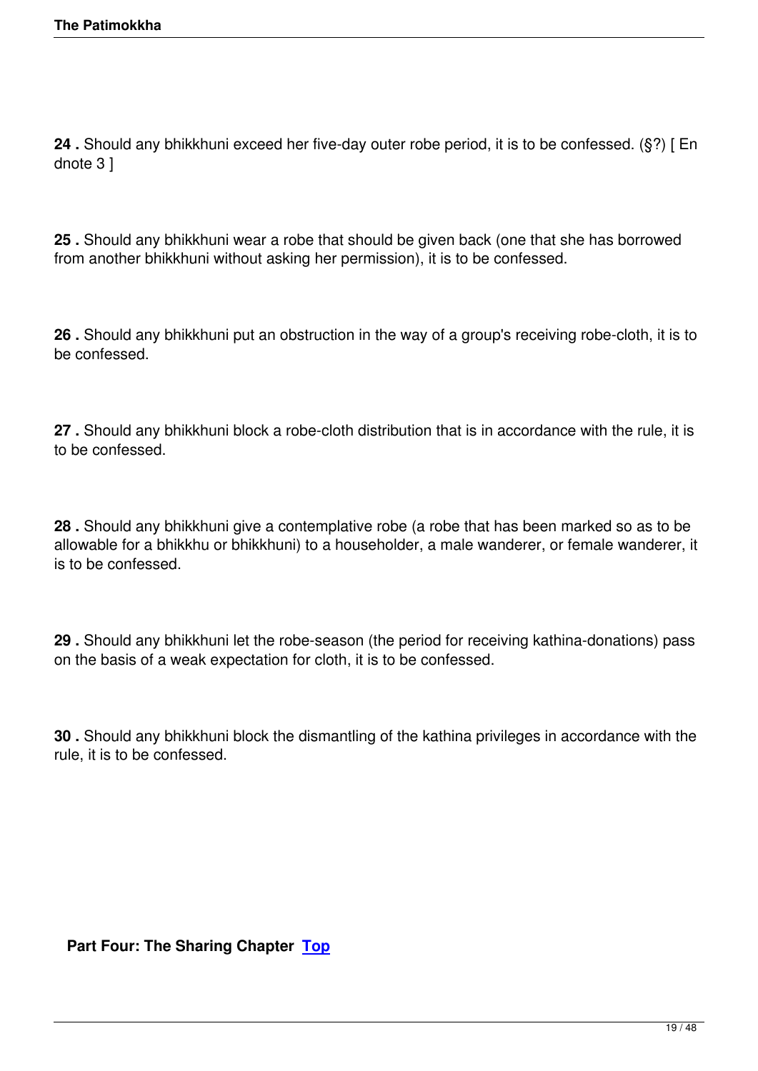**24 .** Should any bhikkhuni exceed her five-day outer robe period, it is to be confessed. (§?) [ Endnote 3 ]

**25 .** Should any bhikkhuni wear a robe that should be given back (one that she has borrowed from another bhikkhuni without asking her permission), it is to be confessed.

**26 .** Should any bhikkhuni put an obstruction in the way of a group's receiving robe-cloth, it is to be confessed.

**27 .** Should any bhikkhuni block a robe-cloth distribution that is in accordance with the rule, it is to be confessed.

**28 .** Should any bhikkhuni give a contemplative robe (a robe that has been marked so as to be allowable for a bhikkhu or bhikkhuni) to a householder, a male wanderer, or female wanderer, it is to be confessed.

**29 .** Should any bhikkhuni let the robe-season (the period for receiving kathina-donations) pass on the basis of a weak expectation for cloth, it is to be confessed.

**30 .** Should any bhikkhuni block the dismantling of the kathina privileges in accordance with the rule, it is to be confessed.

## Part Four: The Sharing Chapter Top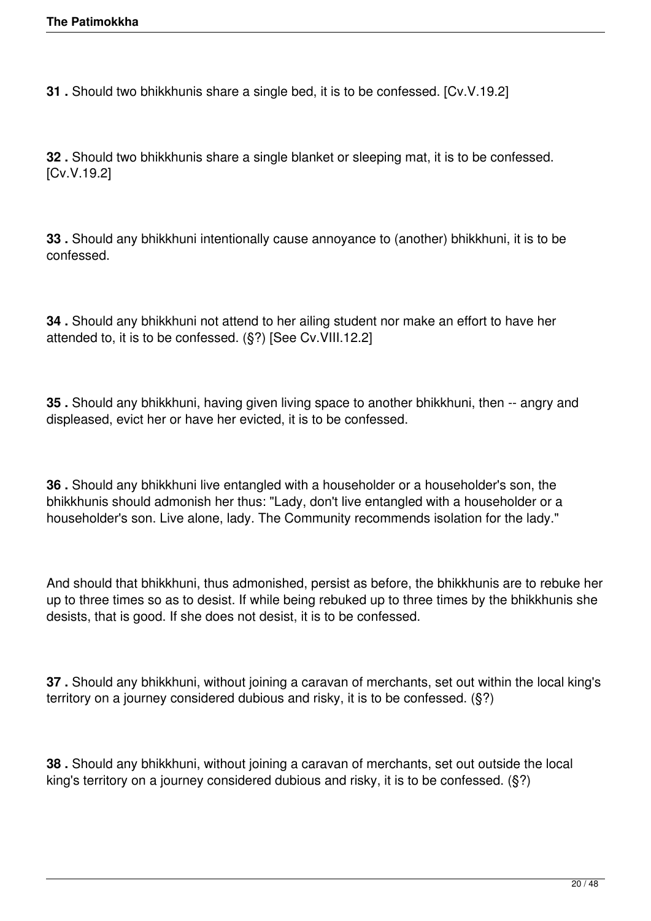**31 .** Should two bhikkhunis share a single bed, it is to be confessed. [Cv.V.19.2]

**32 .** Should two bhikkhunis share a single blanket or sleeping mat, it is to be confessed. [Cv.V.19.2]

**33 .** Should any bhikkhuni intentionally cause annoyance to (another) bhikkhuni, it is to be confessed.

**34 .** Should any bhikkhuni not attend to her ailing student nor make an effort to have her attended to, it is to be confessed. (§?) [See Cv.VIII.12.2]

**35 .** Should any bhikkhuni, having given living space to another bhikkhuni, then -- angry and displeased, evict her or have her evicted, it is to be confessed.

**36 .** Should any bhikkhuni live entangled with a householder or a householder's son, the bhikkhunis should admonish her thus: "Lady, don't live entangled with a householder or a householder's son. Live alone, lady. The Community recommends isolation for the lady."

And should that bhikkhuni, thus admonished, persist as before, the bhikkhunis are to rebuke her up to three times so as to desist. If while being rebuked up to three times by the bhikkhunis she desists, that is good. If she does not desist, it is to be confessed.

**37 .** Should any bhikkhuni, without joining a caravan of merchants, set out within the local king's territory on a journey considered dubious and risky, it is to be confessed. (§?)

**38 .** Should any bhikkhuni, without joining a caravan of merchants, set out outside the local king's territory on a journey considered dubious and risky, it is to be confessed. (§?)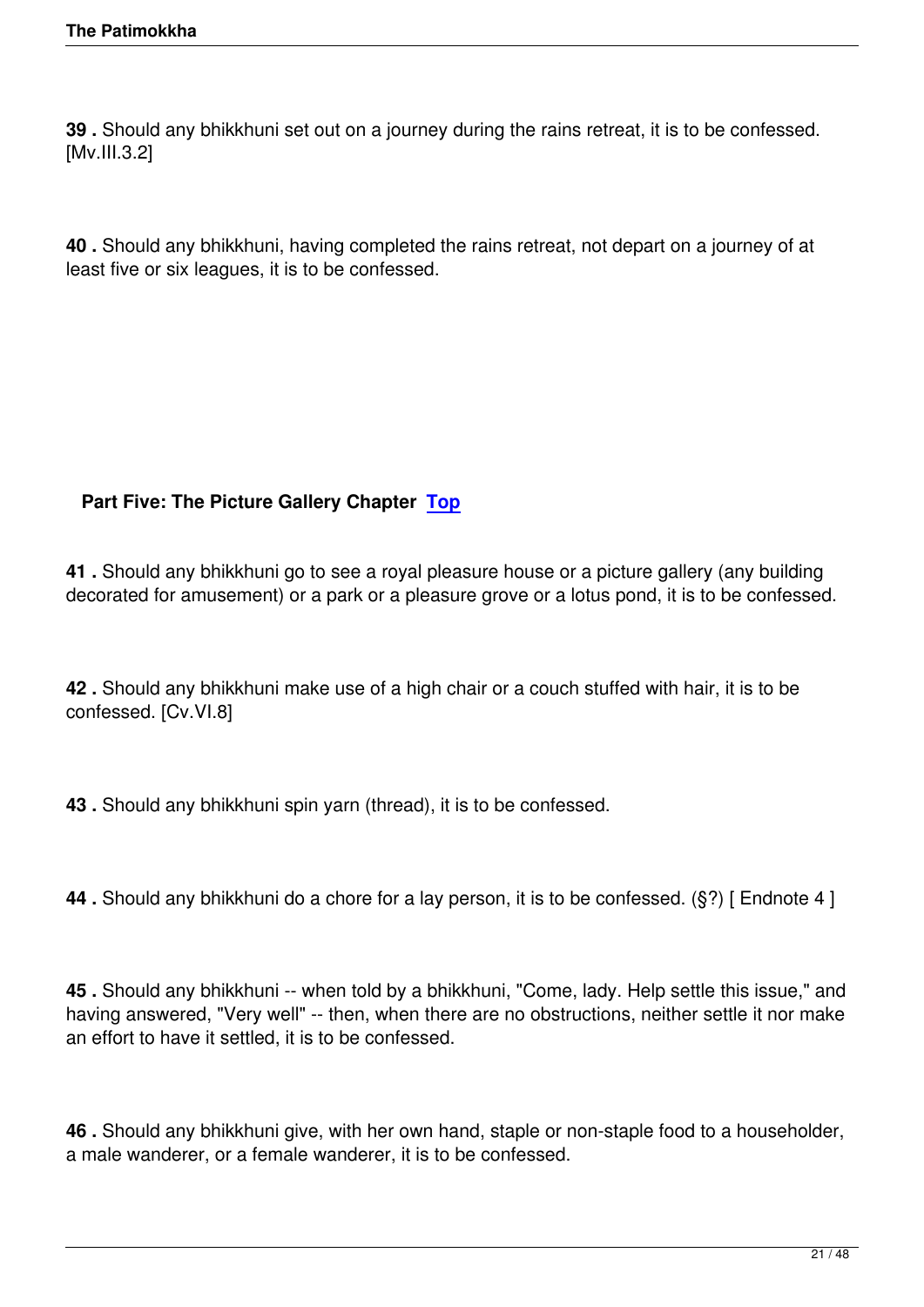**39 .** Should any bhikkhuni set out on a journey during the rains retreat, it is to be confessed. [Mv.III.3.2]

**40 .** Should any bhikkhuni, having completed the rains retreat, not depart on a journey of at least five or six leagues, it is to be confessed.

## Part Five: The Picture Gallery Chapter [Top]

**41 .** Should any bhikkhuni go to see a royal pleasure house or a picture gallery (any building decorated for amusement) or a park or a pleasure grove or a lotus pond, it is to be confessed.

**42 .** Should any bhikkhuni make use of a high chair or a couch stuffed with hair, it is to be confessed. [Cv.VI.8]

**43 .** Should any bhikkhuni spin yarn (thread), it is to be confessed.

**44 .** Should any bhikkhuni do a chore for a lay person, it is to be confessed. (§?) [ Endnote 4 ]

**45 .** Should any bhikkhuni -- when told by a bhikkhuni, "Come, lady. Help settle this issue," and having answered, "Very well" -- then, when there are no obstructions, neither settle it nor make an effort to have it settled, it is to be confessed.

**46 .** Should any bhikkhuni give, with her own hand, staple or non-staple food to a householder, a male wanderer, or a female wanderer, it is to be confessed.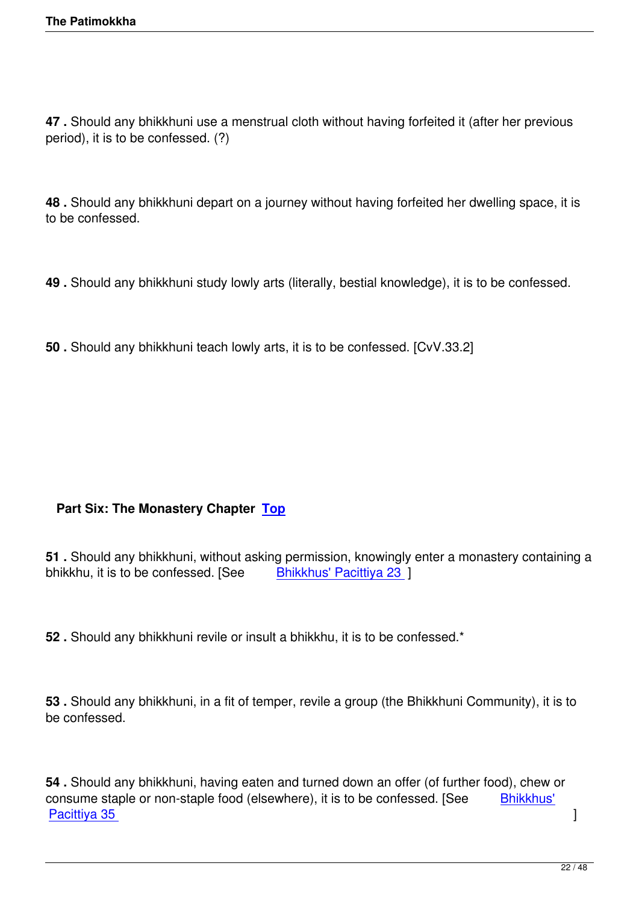**47 .** Should any bhikkhuni use a menstrual cloth without having forfeited it (after her previous period), it is to be confessed. (?)

**48 .** Should any bhikkhuni depart on a journey without having forfeited her dwelling space, it is to be confessed.

**49 .** Should any bhikkhuni study lowly arts (literally, bestial knowledge), it is to be confessed.

**50 .** Should any bhikkhuni teach lowly arts, it is to be confessed. [CvV.33.2]

## Part Six: The Monastery Chapter Top

**51 .** Should any bhikkhuni, without asking permission, knowingly enter a monastery containing a bhikkhu, it is to be confessed. [See Bhikkhus' Pacittiya 23 ]

**52 .** Should any bhikkhuni revile or insult a bhikkhu, it is to be confessed.*

**53 .** Should any bhikkhuni, in a fit of temper, revile a group (the Bhikkhuni Community), it is to be confessed.

**54 .** Should any bhikkhuni, having eaten and turned down an offer (of further food), chew or consume staple or non-staple food (elsewhere), it is to be confessed. [See Bhikkhus' Pacittiya 35 ]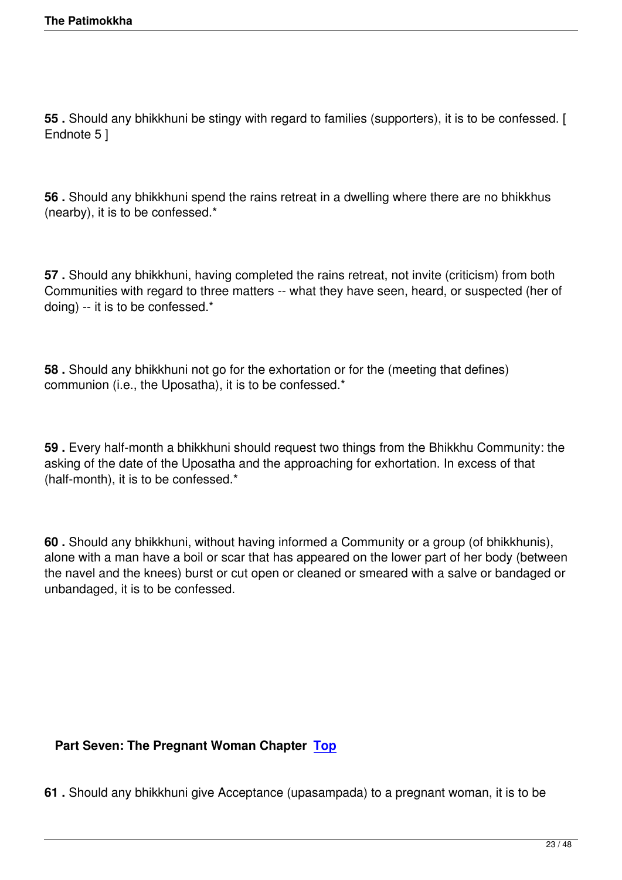**55 .** Should any bhikkhuni be stingy with regard to families (supporters), it is to be confessed. [ Endnote 5 ]

**56 .** Should any bhikkhuni spend the rains retreat in a dwelling where there are no bhikkhus (nearby), it is to be confessed.*

**57 .** Should any bhikkhuni, having completed the rains retreat, not invite (criticism) from both Communities with regard to three matters -- what they have seen, heard, or suspected (her of doing) -- it is to be confessed.*

**58 .** Should any bhikkhuni not go for the exhortation or for the (meeting that defines) communion (i.e., the Uposatha), it is to be confessed.*

**59 .** Every half-month a bhikkhuni should request two things from the Bhikkhu Community: the asking of the date of the Uposatha and the approaching for exhortation. In excess of that (half-month), it is to be confessed.*

**60 .** Should any bhikkhuni, without having informed a Community or a group (of bhikkhunis), alone with a man have a boil or scar that has appeared on the lower part of her body (between the navel and the knees) burst or cut open or cleaned or smeared with a salve or bandaged or unbandaged, it is to be confessed.

## Part Seven: The Pregnant Woman Chapter Top

**61 .** Should any bhikkhuni give Acceptance (upasampada) to a pregnant woman, it is to be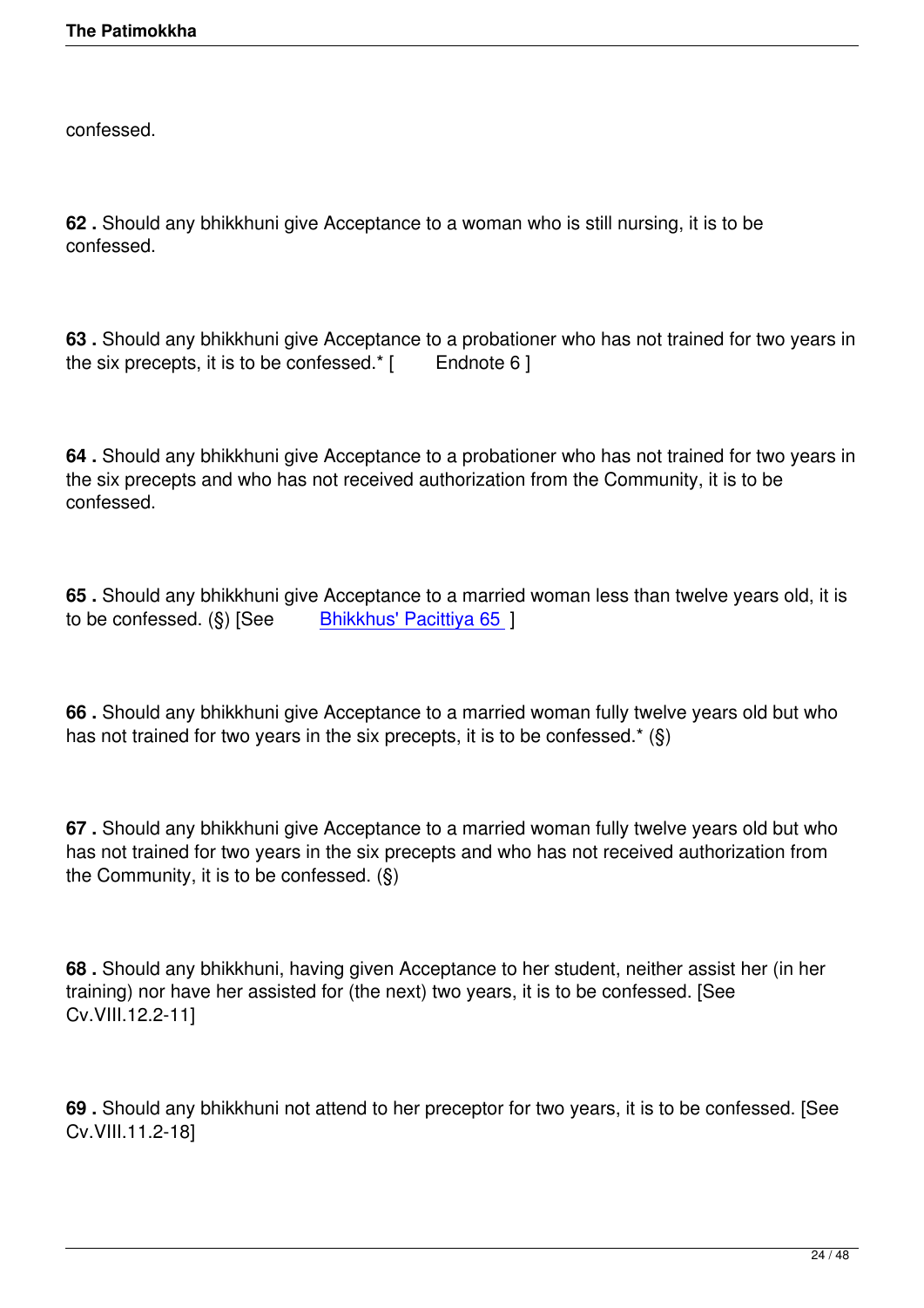confessed.

**62 .** Should any bhikkhuni give Acceptance to a woman who is still nursing, it is to be confessed.

**63 .** Should any bhikkhuni give Acceptance to a probationer who has not trained for two years in the six precepts, it is to be confessed.* [ Endnote 6 ]

**64 .** Should any bhikkhuni give Acceptance to a probationer who has not trained for two years in the six precepts and who has not received authorization from the Community, it is to be confessed.

**65 .** Should any bhikkhuni give Acceptance to a married woman less than twelve years old, it is to be confessed. (§) [See Bhikkhus' Pacittiya 65 ]

**66 .** Should any bhikkhuni give Acceptance to a married woman fully twelve years old but who has not trained for two years in the six precepts, it is to be confessed.* (§)

**67 .** Should any bhikkhuni give Acceptance to a married woman fully twelve years old but who has not trained for two years in the six precepts and who has not received authorization from the Community, it is to be confessed. (§)

**68 .** Should any bhikkhuni, having given Acceptance to her student, neither assist her (in her training) nor have her assisted for (the next) two years, it is to be confessed. [See Cv.VIII.12.2-11]

**69 .** Should any bhikkhuni not attend to her preceptor for two years, it is to be confessed. [See Cv.VIII.11.2-18]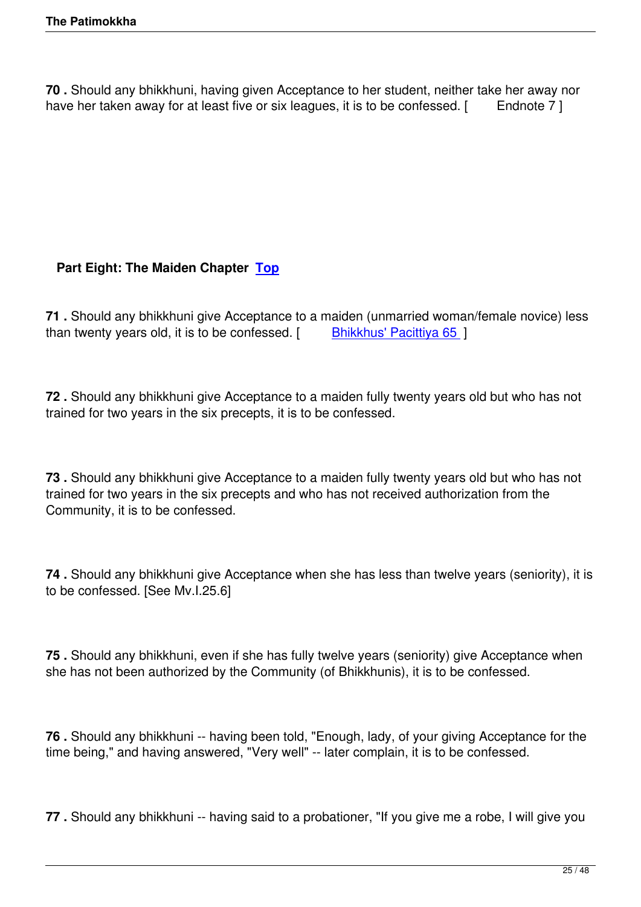**70 .** Should any bhikkhuni, having given Acceptance to her student, neither take her away nor have her taken away for at least five or six leagues, it is to be confessed. [ Endnote 7 ]

## Part Eight: The Maiden Chapter Top

**71 .** Should any bhikkhuni give Acceptance to a maiden (unmarried woman/female novice) less than twenty years old, it is to be confessed. [ Bhikkhus' Pacittiya 65 ]

**72 .** Should any bhikkhuni give Acceptance to a maiden fully twenty years old but who has not trained for two years in the six precepts, it is to be confessed.

**73 .** Should any bhikkhuni give Acceptance to a maiden fully twenty years old but who has not trained for two years in the six precepts and who has not received authorization from the Community, it is to be confessed.

**74 .** Should any bhikkhuni give Acceptance when she has less than twelve years (seniority), it is to be confessed. [See Mv.I.25.6]

**75 .** Should any bhikkhuni, even if she has fully twelve years (seniority) give Acceptance when she has not been authorized by the Community (of Bhikkhunis), it is to be confessed.

**76 .** Should any bhikkhuni -- having been told, "Enough, lady, of your giving Acceptance for the time being," and having answered, "Very well" -- later complain, it is to be confessed.

**77 .** Should any bhikkhuni -- having said to a probationer, "If you give me a robe, I will give you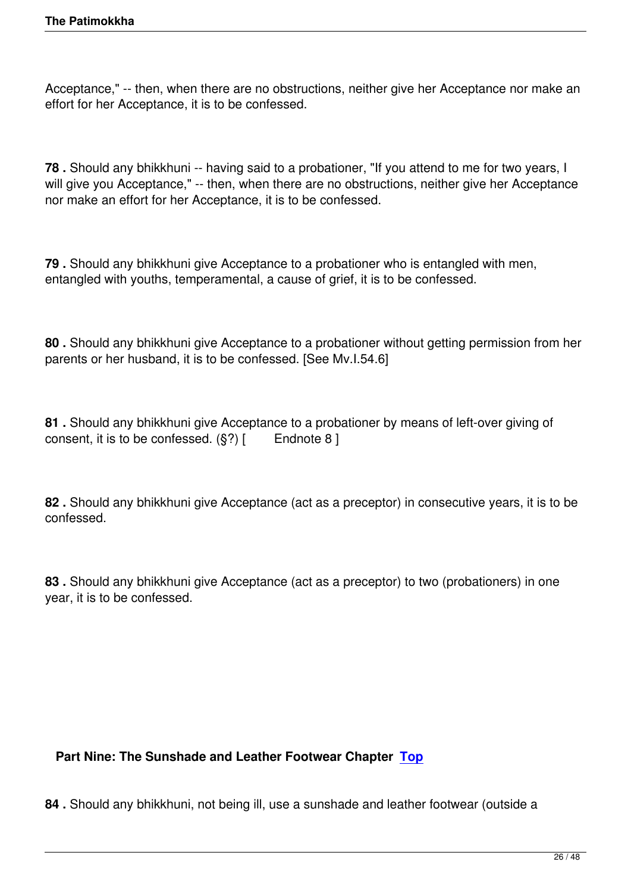Acceptance," -- then, when there are no obstructions, neither give her Acceptance nor make an effort for her Acceptance, it is to be confessed.

**78 .** Should any bhikkhuni -- having said to a probationer, "If you attend to me for two years, I will give you Acceptance," -- then, when there are no obstructions, neither give her Acceptance nor make an effort for her Acceptance, it is to be confessed.

**79 .** Should any bhikkhuni give Acceptance to a probationer who is entangled with men, entangled with youths, temperamental, a cause of grief, it is to be confessed.

**80 .** Should any bhikkhuni give Acceptance to a probationer without getting permission from her parents or her husband, it is to be confessed. [See Mv.I.54.6]

**81 .** Should any bhikkhuni give Acceptance to a probationer by means of left-over giving of consent, it is to be confessed. (§?) [ Endnote 8 ]

**82 .** Should any bhikkhuni give Acceptance (act as a preceptor) in consecutive years, it is to be confessed.

**83 .** Should any bhikkhuni give Acceptance (act as a preceptor) to two (probationers) in one year, it is to be confessed.

## Part Nine: The Sunshade and Leather Footwear Chapter Top

**84 .** Should any bhikkhuni, not being ill, use a sunshade and leather footwear (outside a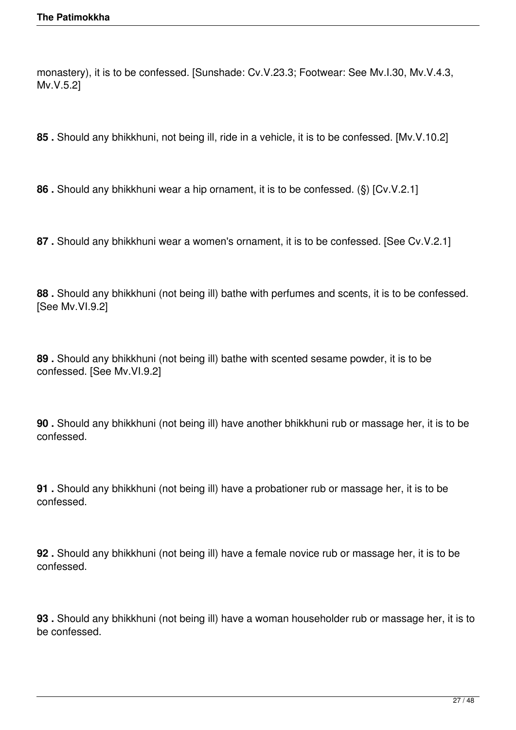monastery), it is to be confessed. [Sunshade: Cv.V.23.3; Footwear: See Mv.I.30, Mv.V.4.3, Mv.V.5.2]

**85 .** Should any bhikkhuni, not being ill, ride in a vehicle, it is to be confessed. [Mv.V.10.2]

**86 .** Should any bhikkhuni wear a hip ornament, it is to be confessed. (§) [Cv.V.2.1]

**87 .** Should any bhikkhuni wear a women's ornament, it is to be confessed. [See Cv.V.2.1]

**88 .** Should any bhikkhuni (not being ill) bathe with perfumes and scents, it is to be confessed. [See Mv.VI.9.2]

**89 .** Should any bhikkhuni (not being ill) bathe with scented sesame powder, it is to be confessed. [See Mv.VI.9.2]

**90 .** Should any bhikkhuni (not being ill) have another bhikkhuni rub or massage her, it is to be confessed.

**91 .** Should any bhikkhuni (not being ill) have a probationer rub or massage her, it is to be confessed.

**92 .** Should any bhikkhuni (not being ill) have a female novice rub or massage her, it is to be confessed.

**93 .** Should any bhikkhuni (not being ill) have a woman householder rub or massage her, it is to be confessed.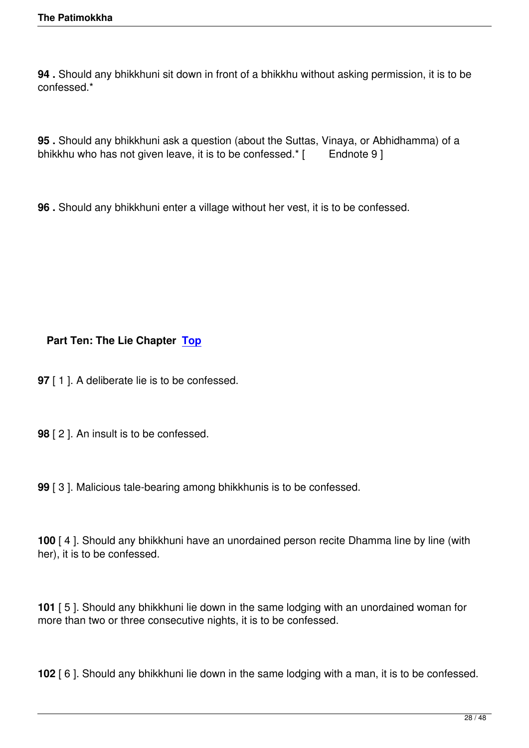**94 .** Should any bhikkhuni sit down in front of a bhikkhu without asking permission, it is to be confessed.*

**95 .** Should any bhikkhuni ask a question (about the Suttas, Vinaya, or Abhidhamma) of a bhikkhu who has not given leave, it is to be confessed.* [ Endnote 9 ]

**96 .** Should any bhikkhuni enter a village without her vest, it is to be confessed.

## Part Ten: The Lie Chapter Top

**97** [ 1 ]. A deliberate lie is to be confessed.

**98** [ 2 ]. An insult is to be confessed.

**99** [ 3 ]. Malicious tale-bearing among bhikkhunis is to be confessed.

**100** [ 4 ]. Should any bhikkhuni have an unordained person recite Dhamma line by line (with her), it is to be confessed.

**101** [ 5 ]. Should any bhikkhuni lie down in the same lodging with an unordained woman for more than two or three consecutive nights, it is to be confessed.

**102** [ 6 ]. Should any bhikkhuni lie down in the same lodging with a man, it is to be confessed.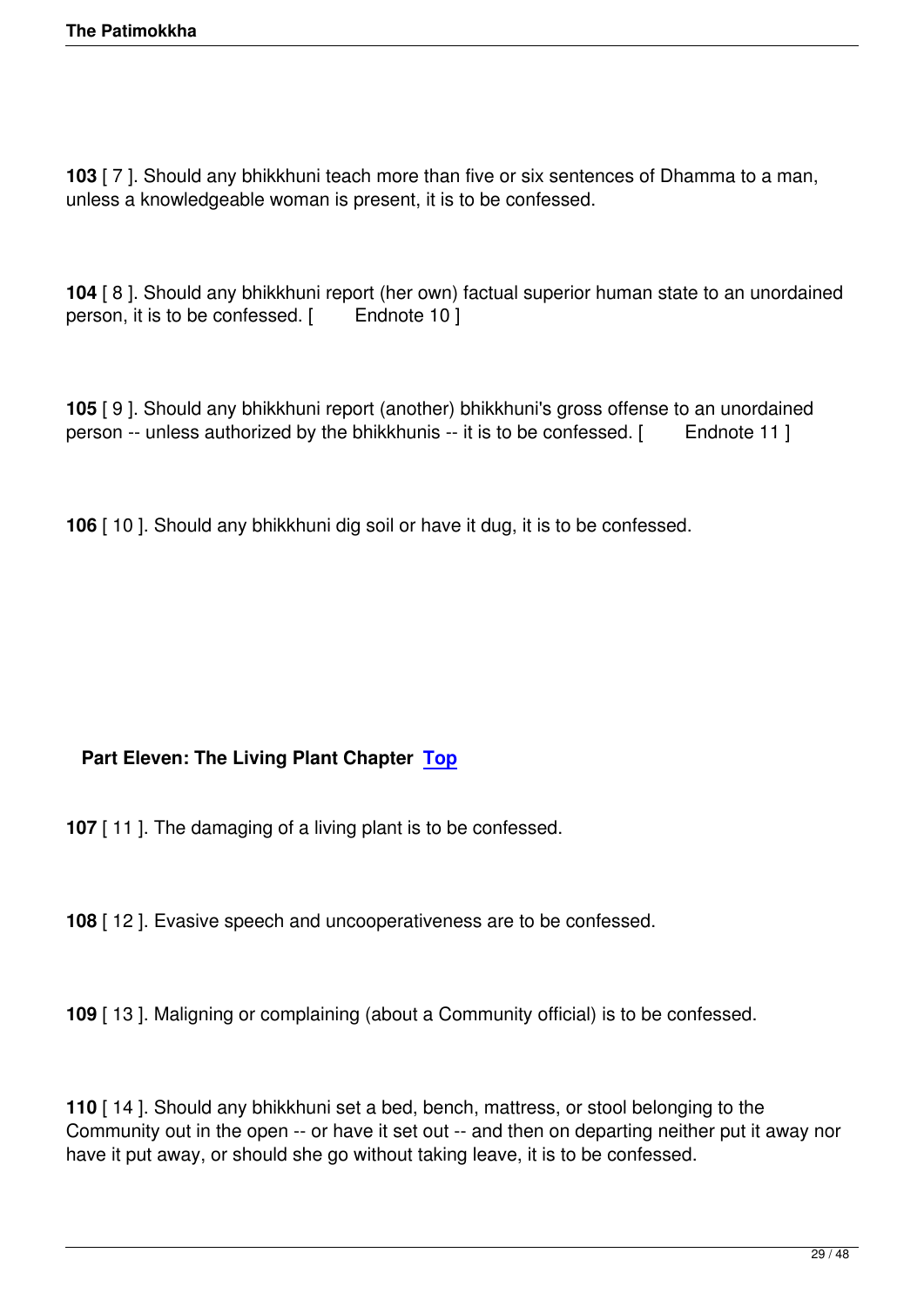**103** [ 7 ]. Should any bhikkhuni teach more than five or six sentences of Dhamma to a man, unless a knowledgeable woman is present, it is to be confessed.

**104** [ 8 ]. Should any bhikkhuni report (her own) factual superior human state to an unordained person, it is to be confessed. [ Endnote 10 ]

**105** [ 9 ]. Should any bhikkhuni report (another) bhikkhuni's gross offense to an unordained person -- unless authorized by the bhikkhunis -- it is to be confessed. [ Endnote 11 ]

**106** [ 10 ]. Should any bhikkhuni dig soil or have it dug, it is to be confessed.

## Part Eleven: The Living Plant Chapter Top

**107** [ 11 ]. The damaging of a living plant is to be confessed.

**108** [ 12 ]. Evasive speech and uncooperativeness are to be confessed.

**109** [ 13 ]. Maligning or complaining (about a Community official) is to be confessed.

**110** [ 14 ]. Should any bhikkhuni set a bed, bench, mattress, or stool belonging to the Community out in the open -- or have it set out -- and then on departing neither put it away nor have it put away, or should she go without taking leave, it is to be confessed.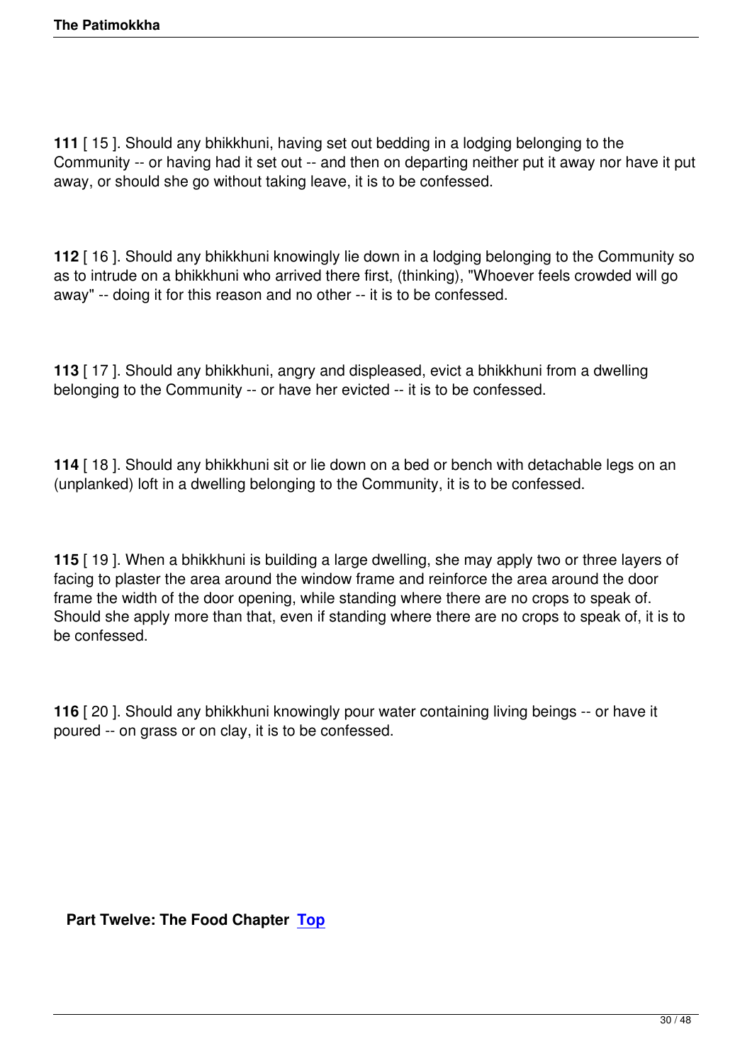**111** [ 15 ]. Should any bhikkhuni, having set out bedding in a lodging belonging to the Community -- or having had it set out -- and then on departing neither put it away nor have it put away, or should she go without taking leave, it is to be confessed.

**112** [ 16 ]. Should any bhikkhuni knowingly lie down in a lodging belonging to the Community so as to intrude on a bhikkhuni who arrived there first, (thinking), "Whoever feels crowded will go away" -- doing it for this reason and no other -- it is to be confessed.

**113** [ 17 ]. Should any bhikkhuni, angry and displeased, evict a bhikkhuni from a dwelling belonging to the Community -- or have her evicted -- it is to be confessed.

**114** [ 18 ]. Should any bhikkhuni sit or lie down on a bed or bench with detachable legs on an (unplanked) loft in a dwelling belonging to the Community, it is to be confessed.

**115** [ 19 ]. When a bhikkhuni is building a large dwelling, she may apply two or three layers of facing to plaster the area around the window frame and reinforce the area around the door frame the width of the door opening, while standing where there are no crops to speak of. Should she apply more than that, even if standing where there are no crops to speak of, it is to be confessed.

**116** [ 20 ]. Should any bhikkhuni knowingly pour water containing living beings -- or have it poured -- on grass or on clay, it is to be confessed.

## Part Twelve: The Food Chapter Top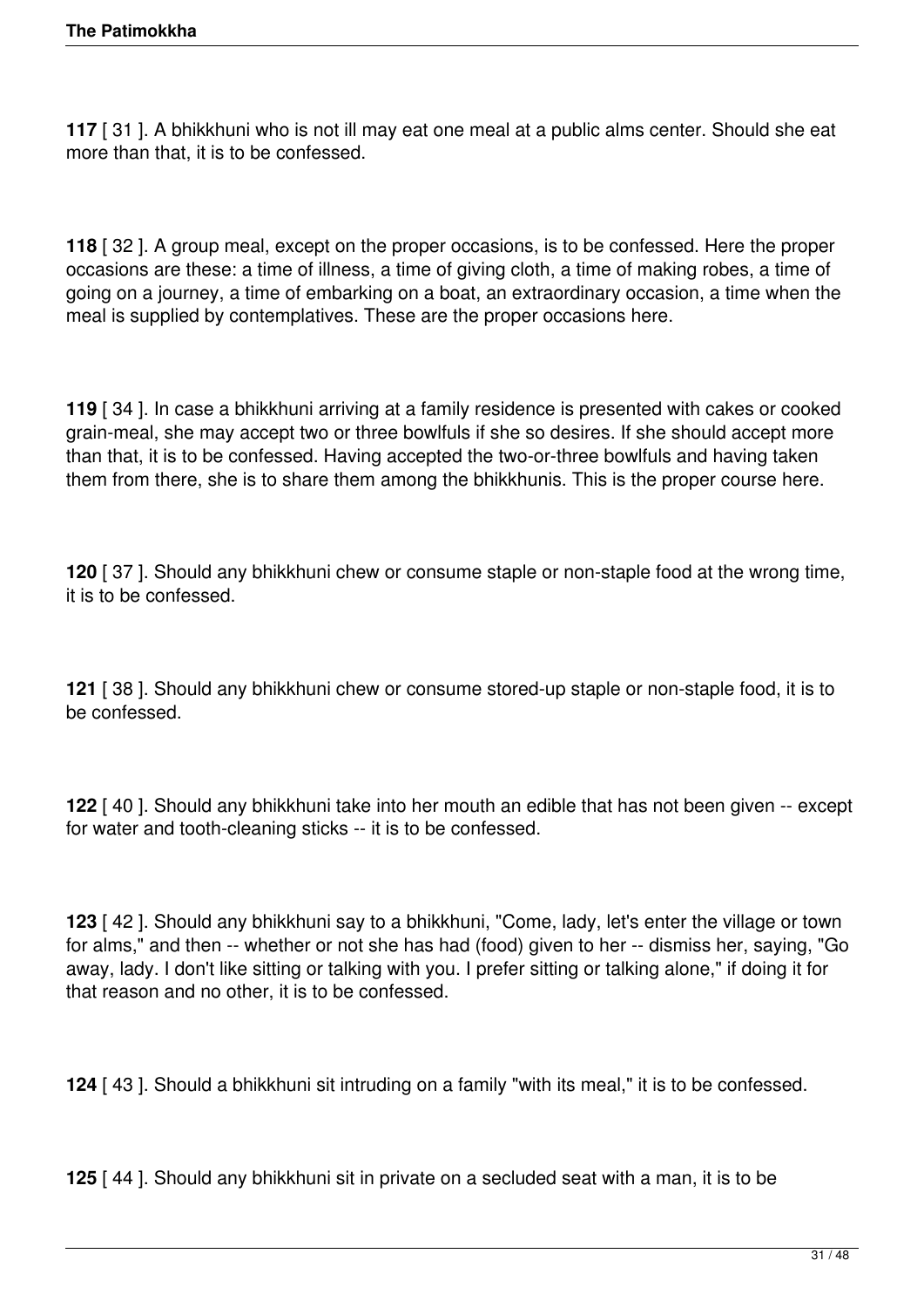**117** [ 31 ]. A bhikkhuni who is not ill may eat one meal at a public alms center. Should she eat more than that, it is to be confessed.

**118** [ 32 ]. A group meal, except on the proper occasions, is to be confessed. Here the proper occasions are these: a time of illness, a time of giving cloth, a time of making robes, a time of going on a journey, a time of embarking on a boat, an extraordinary occasion, a time when the meal is supplied by contemplatives. These are the proper occasions here.

**119** [ 34 ]. In case a bhikkhuni arriving at a family residence is presented with cakes or cooked grain-meal, she may accept two or three bowlfuls if she so desires. If she should accept more than that, it is to be confessed. Having accepted the two-or-three bowlfuls and having taken them from there, she is to share them among the bhikkhunis. This is the proper course here.

**120** [ 37 ]. Should any bhikkhuni chew or consume staple or non-staple food at the wrong time, it is to be confessed.

**121** [ 38 ]. Should any bhikkhuni chew or consume stored-up staple or non-staple food, it is to be confessed.

**122** [ 40 ]. Should any bhikkhuni take into her mouth an edible that has not been given -- except for water and tooth-cleaning sticks -- it is to be confessed.

**123** [ 42 ]. Should any bhikkhuni say to a bhikkhuni, "Come, lady, let's enter the village or town for alms," and then -- whether or not she has had (food) given to her -- dismiss her, saying, "Go away, lady. I don't like sitting or talking with you. I prefer sitting or talking alone," if doing it for that reason and no other, it is to be confessed.

**124** [ 43 ]. Should a bhikkhuni sit intruding on a family "with its meal," it is to be confessed.

**125** [ 44 ]. Should any bhikkhuni sit in private on a secluded seat with a man, it is to be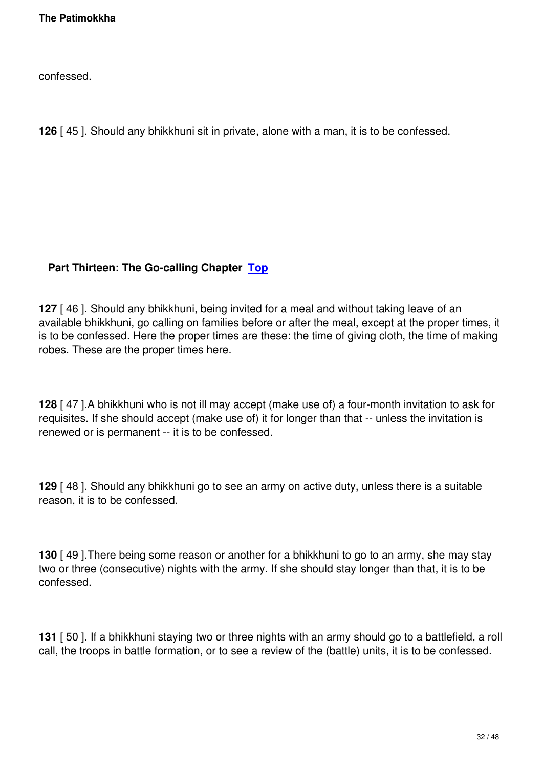confessed.

**126** [ 45 ]. Should any bhikkhuni sit in private, alone with a man, it is to be confessed.

## Part Thirteen: The Go-calling Chapter Top

**127** [ 46 ]. Should any bhikkhuni, being invited for a meal and without taking leave of an available bhikkhuni, go calling on families before or after the meal, except at the proper times, it is to be confessed. Here the proper times are these: the time of giving cloth, the time of making robes. These are the proper times here.

**128** [ 47 ].A bhikkhuni who is not ill may accept (make use of) a four-month invitation to ask for requisites. If she should accept (make use of) it for longer than that -- unless the invitation is renewed or is permanent -- it is to be confessed.

**129** [ 48 ]. Should any bhikkhuni go to see an army on active duty, unless there is a suitable reason, it is to be confessed.

**130** [ 49 ].There being some reason or another for a bhikkhuni to go to an army, she may stay two or three (consecutive) nights with the army. If she should stay longer than that, it is to be confessed.

**131** [ 50 ]. If a bhikkhuni staying two or three nights with an army should go to a battlefield, a roll call, the troops in battle formation, or to see a review of the (battle) units, it is to be confessed.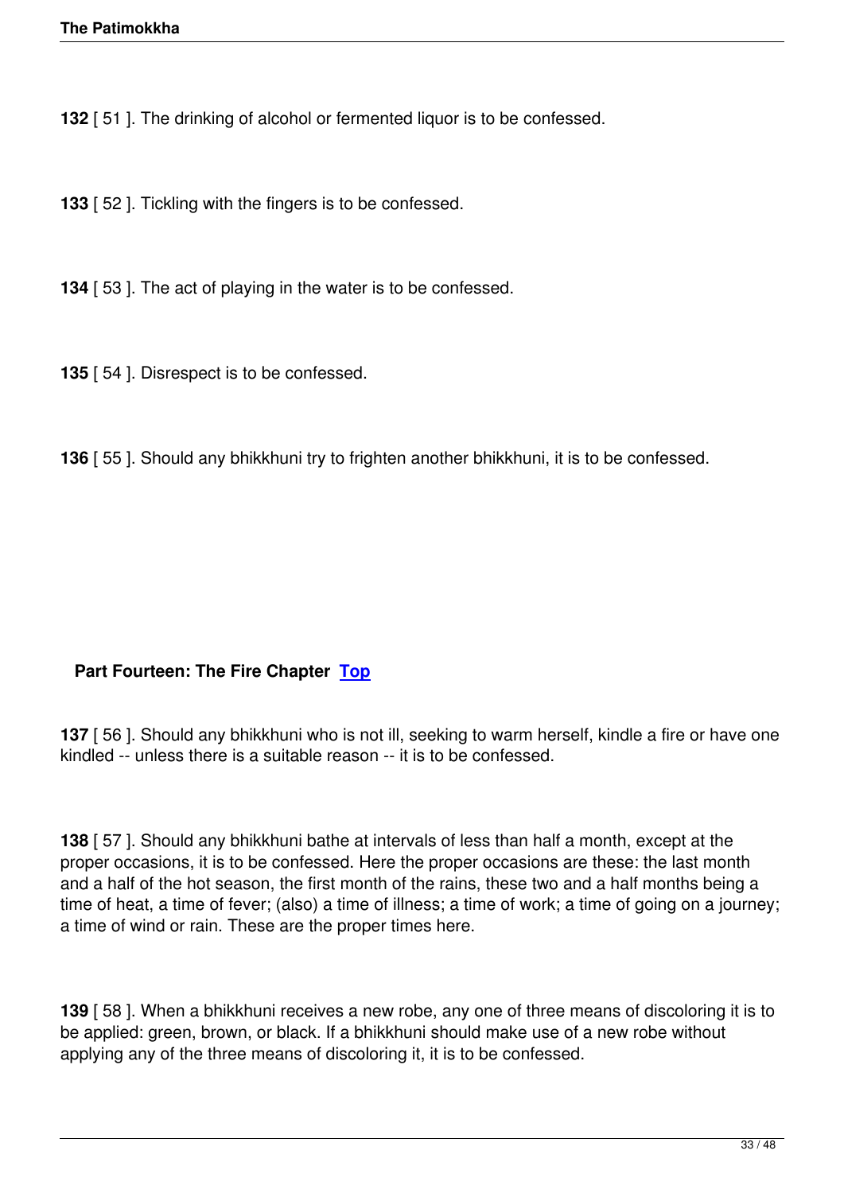**132** [ 51 ]. The drinking of alcohol or fermented liquor is to be confessed.

**133** [ 52 ]. Tickling with the fingers is to be confessed.

**134** [ 53 ]. The act of playing in the water is to be confessed.

**135** [ 54 ]. Disrespect is to be confessed.

**136** [ 55 ]. Should any bhikkhuni try to frighten another bhikkhuni, it is to be confessed.

## Part Fourteen: The Fire Chapter [Top]

**137** [ 56 ]. Should any bhikkhuni who is not ill, seeking to warm herself, kindle a fire or have one kindled -- unless there is a suitable reason -- it is to be confessed.

**138** [ 57 ]. Should any bhikkhuni bathe at intervals of less than half a month, except at the proper occasions, it is to be confessed. Here the proper occasions are these: the last month and a half of the hot season, the first month of the rains, these two and a half months being a time of heat, a time of fever; (also) a time of illness; a time of work; a time of going on a journey; a time of wind or rain. These are the proper times here.

**139** [ 58 ]. When a bhikkhuni receives a new robe, any one of three means of discoloring it is to be applied: green, brown, or black. If a bhikkhuni should make use of a new robe without applying any of the three means of discoloring it, it is to be confessed.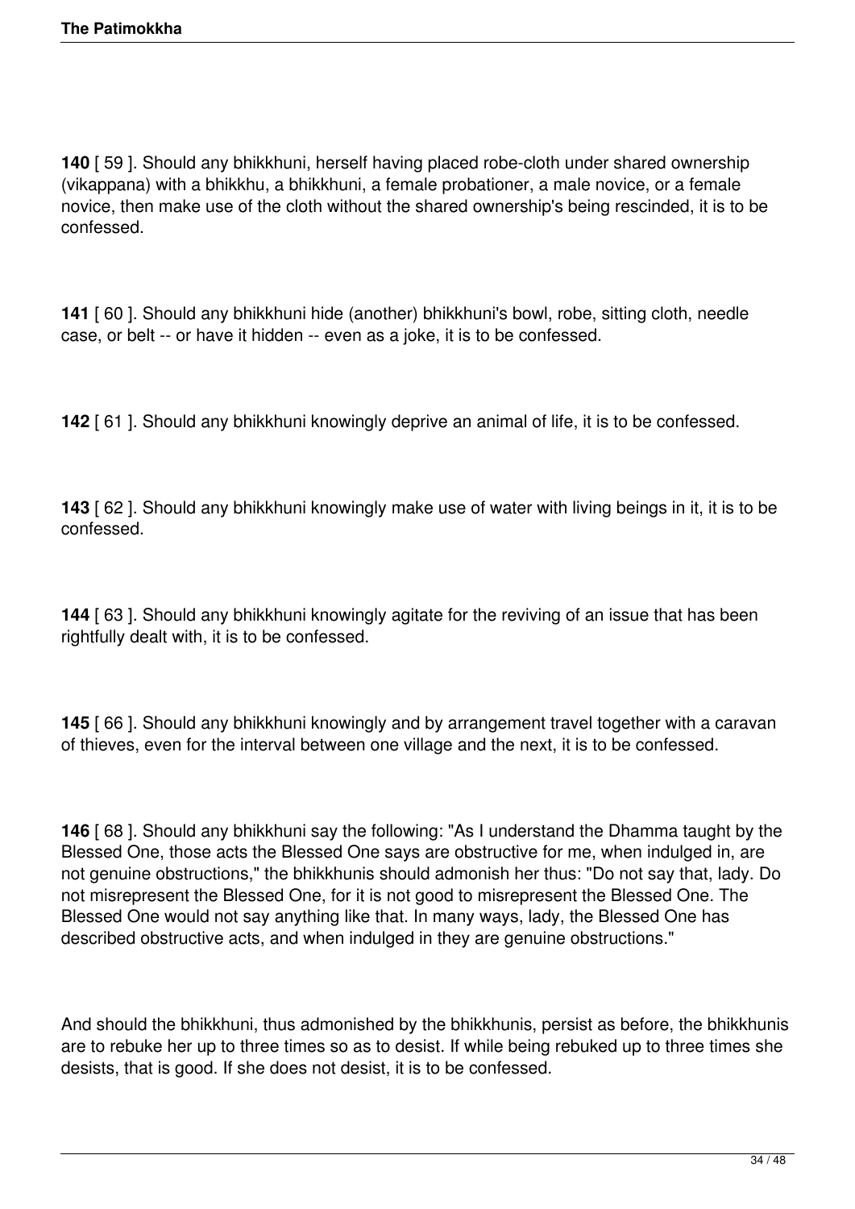**140** [ 59 ]. Should any bhikkhuni, herself having placed robe-cloth under shared ownership (vikappana) with a bhikkhu, a bhikkhuni, a female probationer, a male novice, or a female novice, then make use of the cloth without the shared ownership's being rescinded, it is to be confessed.

**141** [ 60 ]. Should any bhikkhuni hide (another) bhikkhuni's bowl, robe, sitting cloth, needle case, or belt -- or have it hidden -- even as a joke, it is to be confessed.

**142** [ 61 ]. Should any bhikkhuni knowingly deprive an animal of life, it is to be confessed.

**143** [ 62 ]. Should any bhikkhuni knowingly make use of water with living beings in it, it is to be confessed.

**144** [ 63 ]. Should any bhikkhuni knowingly agitate for the reviving of an issue that has been rightfully dealt with, it is to be confessed.

**145** [ 66 ]. Should any bhikkhuni knowingly and by arrangement travel together with a caravan of thieves, even for the interval between one village and the next, it is to be confessed.

**146** [ 68 ]. Should any bhikkhuni say the following: "As I understand the Dhamma taught by the Blessed One, those acts the Blessed One says are obstructive for me, when indulged in, are not genuine obstructions," the bhikkhunis should admonish her thus: "Do not say that, lady. Do not misrepresent the Blessed One, for it is not good to misrepresent the Blessed One. The Blessed One would not say anything like that. In many ways, lady, the Blessed One has described obstructive acts, and when indulged in they are genuine obstructions."

And should the bhikkhuni, thus admonished by the bhikkhunis, persist as before, the bhikkhunis are to rebuke her up to three times so as to desist. If while being rebuked up to three times she desists, that is good. If she does not desist, it is to be confessed.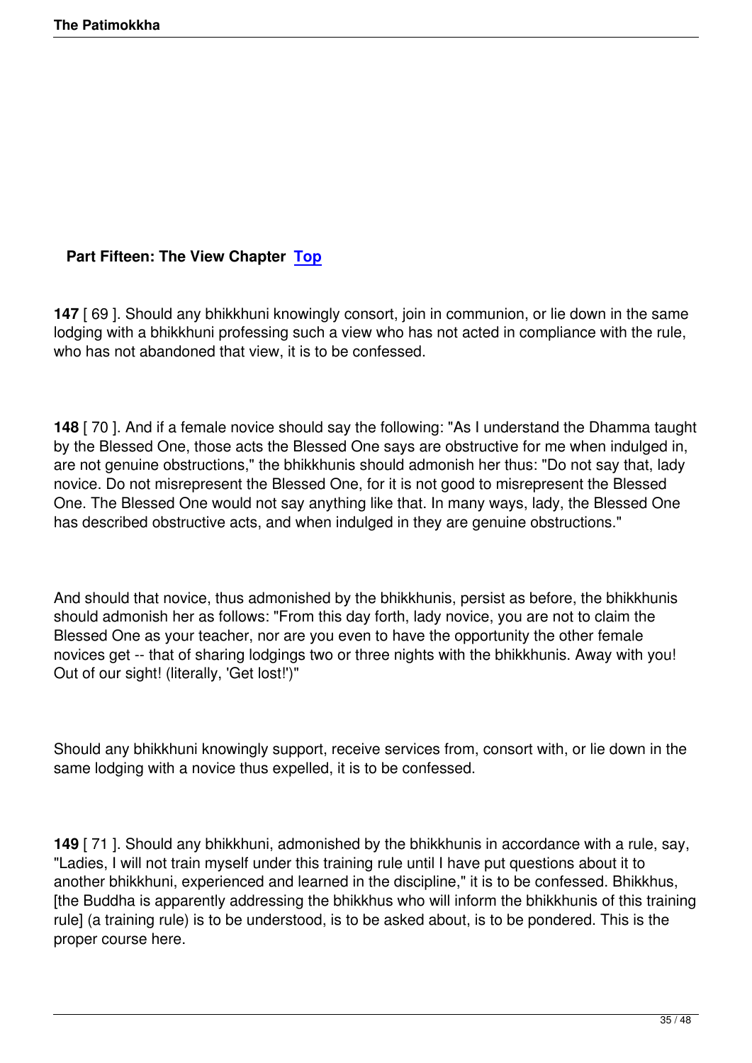## Part Fifteen: The View Chapter Top

**147** [ 69 ]. Should any bhikkhuni knowingly consort, join in communion, or lie down in the same lodging with a bhikkhuni professing such a view who has not acted in compliance with the rule, who has not abandoned that view, it is to be confessed.

**148** [ 70 ]. And if a female novice should say the following: "As I understand the Dhamma taught by the Blessed One, those acts the Blessed One says are obstructive for me when indulged in, are not genuine obstructions," the bhikkhunis should admonish her thus: "Do not say that, lady novice. Do not misrepresent the Blessed One, for it is not good to misrepresent the Blessed One. The Blessed One would not say anything like that. In many ways, lady, the Blessed One has described obstructive acts, and when indulged in they are genuine obstructions."

And should that novice, thus admonished by the bhikkhunis, persist as before, the bhikkhunis should admonish her as follows: "From this day forth, lady novice, you are not to claim the Blessed One as your teacher, nor are you even to have the opportunity the other female novices get -- that of sharing lodgings two or three nights with the bhikkhunis. Away with you! Out of our sight! (literally, 'Get lost!')"

Should any bhikkhuni knowingly support, receive services from, consort with, or lie down in the same lodging with a novice thus expelled, it is to be confessed.

**149** [ 71 ]. Should any bhikkhuni, admonished by the bhikkhunis in accordance with a rule, say, "Ladies, I will not train myself under this training rule until I have put questions about it to another bhikkhuni, experienced and learned in the discipline," it is to be confessed. Bhikkhus, [the Buddha is apparently addressing the bhikkhus who will inform the bhikkhunis of this training rule] (a training rule) is to be understood, is to be asked about, is to be pondered. This is the proper course here.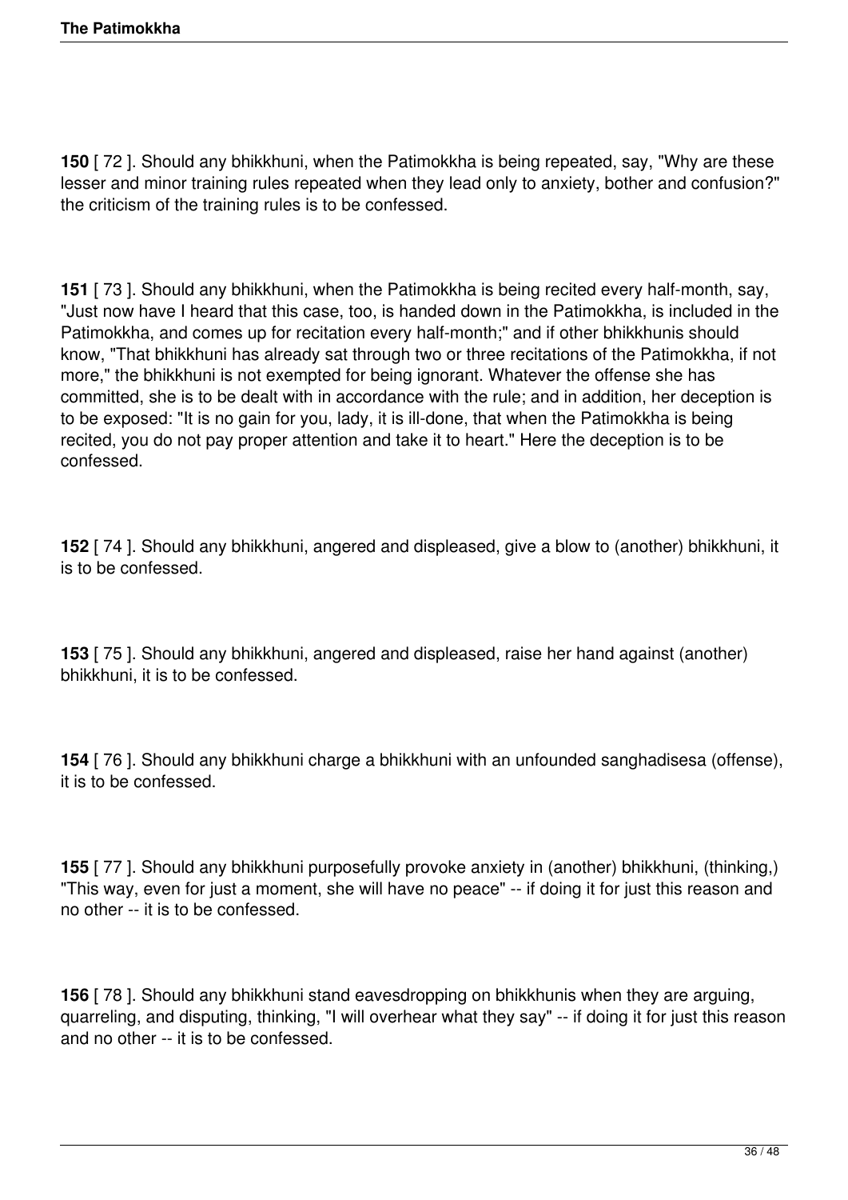**150** [ 72 ]. Should any bhikkhuni, when the Patimokkha is being repeated, say, "Why are these lesser and minor training rules repeated when they lead only to anxiety, bother and confusion?" the criticism of the training rules is to be confessed.

**151** [ 73 ]. Should any bhikkhuni, when the Patimokkha is being recited every half-month, say, "Just now have I heard that this case, too, is handed down in the Patimokkha, is included in the Patimokkha, and comes up for recitation every half-month;" and if other bhikkhunis should know, "That bhikkhuni has already sat through two or three recitations of the Patimokkha, if not more," the bhikkhuni is not exempted for being ignorant. Whatever the offense she has committed, she is to be dealt with in accordance with the rule; and in addition, her deception is to be exposed: "It is no gain for you, lady, it is ill-done, that when the Patimokkha is being recited, you do not pay proper attention and take it to heart." Here the deception is to be confessed.

**152** [ 74 ]. Should any bhikkhuni, angered and displeased, give a blow to (another) bhikkhuni, it is to be confessed.

**153** [ 75 ]. Should any bhikkhuni, angered and displeased, raise her hand against (another) bhikkhuni, it is to be confessed.

**154** [ 76 ]. Should any bhikkhuni charge a bhikkhuni with an unfounded sanghadisesa (offense), it is to be confessed.

**155** [ 77 ]. Should any bhikkhuni purposefully provoke anxiety in (another) bhikkhuni, (thinking,) "This way, even for just a moment, she will have no peace" -- if doing it for just this reason and no other -- it is to be confessed.

**156** [ 78 ]. Should any bhikkhuni stand eavesdropping on bhikkhunis when they are arguing, quarreling, and disputing, thinking, "I will overhear what they say" -- if doing it for just this reason and no other -- it is to be confessed.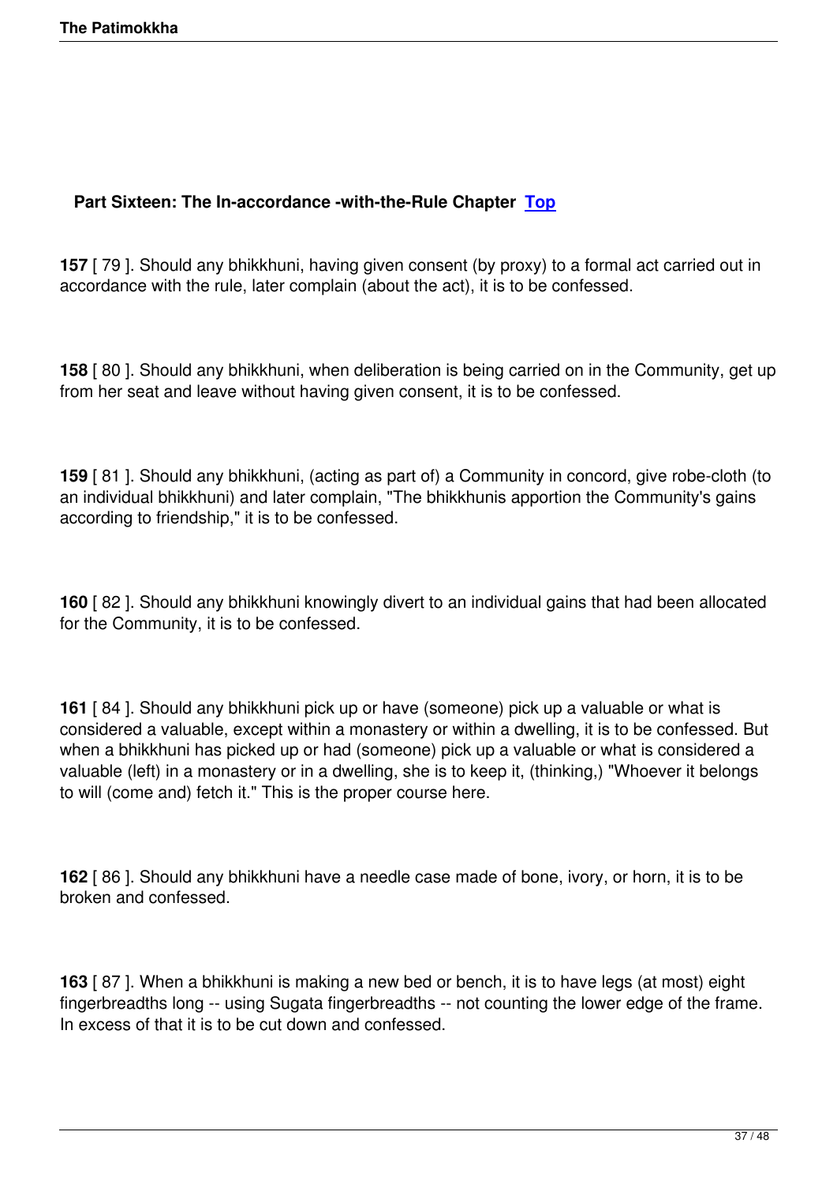## Part Sixteen: The In-accordance -with-the-Rule Chapter [Top]

**157** [ 79 ]. Should any bhikkhuni, having given consent (by proxy) to a formal act carried out in accordance with the rule, later complain (about the act), it is to be confessed.

**158** [ 80 ]. Should any bhikkhuni, when deliberation is being carried on in the Community, get up from her seat and leave without having given consent, it is to be confessed.

**159** [ 81 ]. Should any bhikkhuni, (acting as part of) a Community in concord, give robe-cloth (to an individual bhikkhuni) and later complain, "The bhikkhunis apportion the Community's gains according to friendship," it is to be confessed.

**160** [ 82 ]. Should any bhikkhuni knowingly divert to an individual gains that had been allocated for the Community, it is to be confessed.

**161** [ 84 ]. Should any bhikkhuni pick up or have (someone) pick up a valuable or what is considered a valuable, except within a monastery or within a dwelling, it is to be confessed. But when a bhikkhuni has picked up or had (someone) pick up a valuable or what is considered a valuable (left) in a monastery or in a dwelling, she is to keep it, (thinking,) "Whoever it belongs to will (come and) fetch it." This is the proper course here.

**162** [ 86 ]. Should any bhikkhuni have a needle case made of bone, ivory, or horn, it is to be broken and confessed.

**163** [ 87 ]. When a bhikkhuni is making a new bed or bench, it is to have legs (at most) eight fingerbreadths long -- using Sugata fingerbreadths -- not counting the lower edge of the frame. In excess of that it is to be cut down and confessed.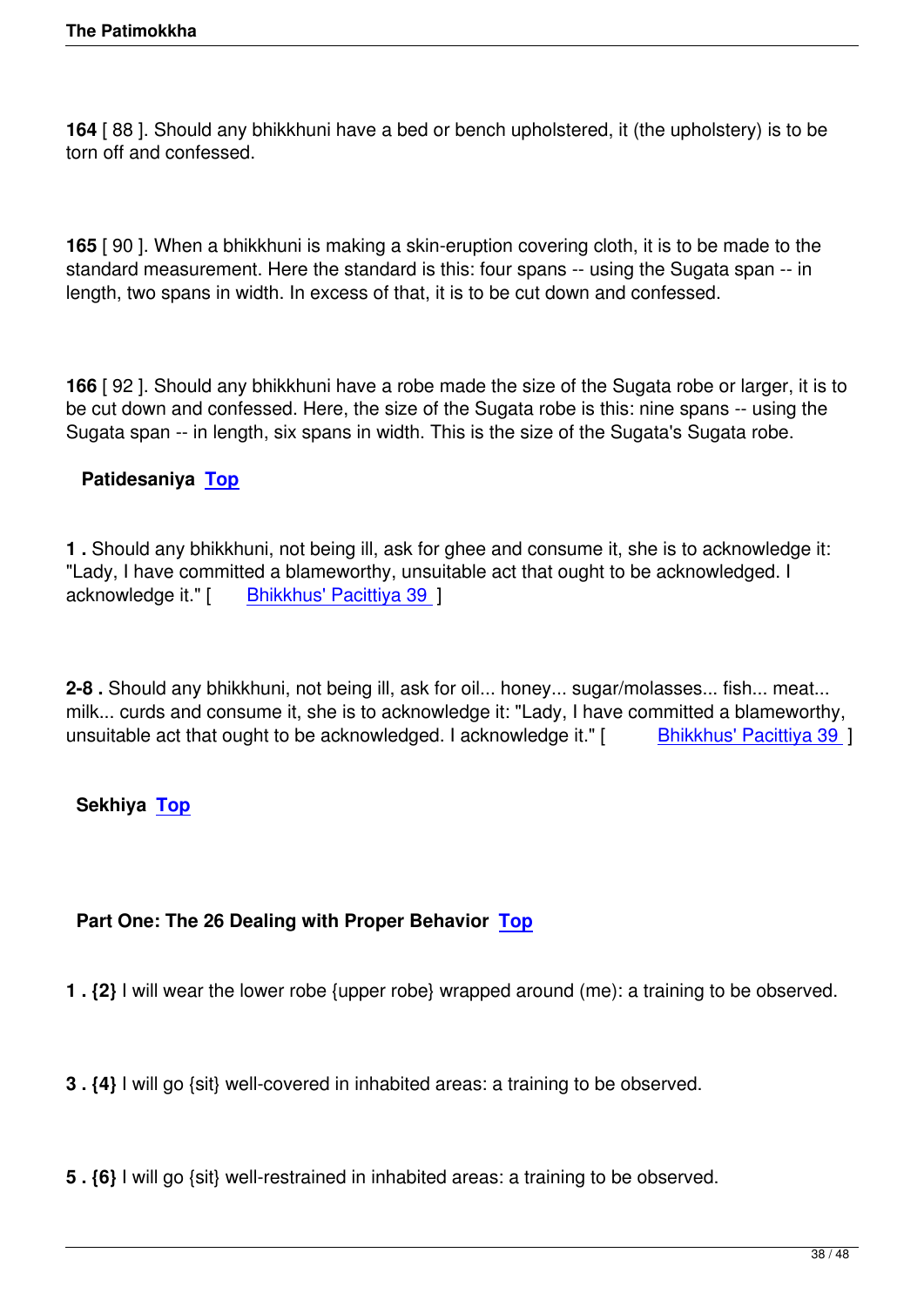**164** [ 88 ]. Should any bhikkhuni have a bed or bench upholstered, it (the upholstery) is to be torn off and confessed.

**165** [ 90 ]. When a bhikkhuni is making a skin-eruption covering cloth, it is to be made to the standard measurement. Here the standard is this: four spans -- using the Sugata span -- in length, two spans in width. In excess of that, it is to be cut down and confessed.

**166** [ 92 ]. Should any bhikkhuni have a robe made the size of the Sugata robe or larger, it is to be cut down and confessed. Here, the size of the Sugata robe is this: nine spans -- using the Sugata span -- in length, six spans in width. This is the size of the Sugata's Sugata robe.

### Patidesaniya Top

**1 .** Should any bhikkhuni, not being ill, ask for ghee and consume it, she is to acknowledge it: "Lady, I have committed a blameworthy, unsuitable act that ought to be acknowledged. I acknowledge it." [ Bhikkhus' Pacittiya 39 ]

**2-8 .** Should any bhikkhuni, not being ill, ask for oil... honey... sugar/molasses... fish... meat... milk... curds and consume it, she is to acknowledge it: "Lady, I have committed a blameworthy, unsuitable act that ought to be acknowledged. I acknowledge it." [ Bhikkhus' Pacittiya 39 ]

### Sekhiya Top

### Part One: The 26 Dealing with Proper Behavior Top

**1 . {2}** I will wear the lower robe {upper robe} wrapped around (me): a training to be observed.

**3 . {4}** I will go {sit} well-covered in inhabited areas: a training to be observed.

**5 . {6}** I will go {sit} well-restrained in inhabited areas: a training to be observed.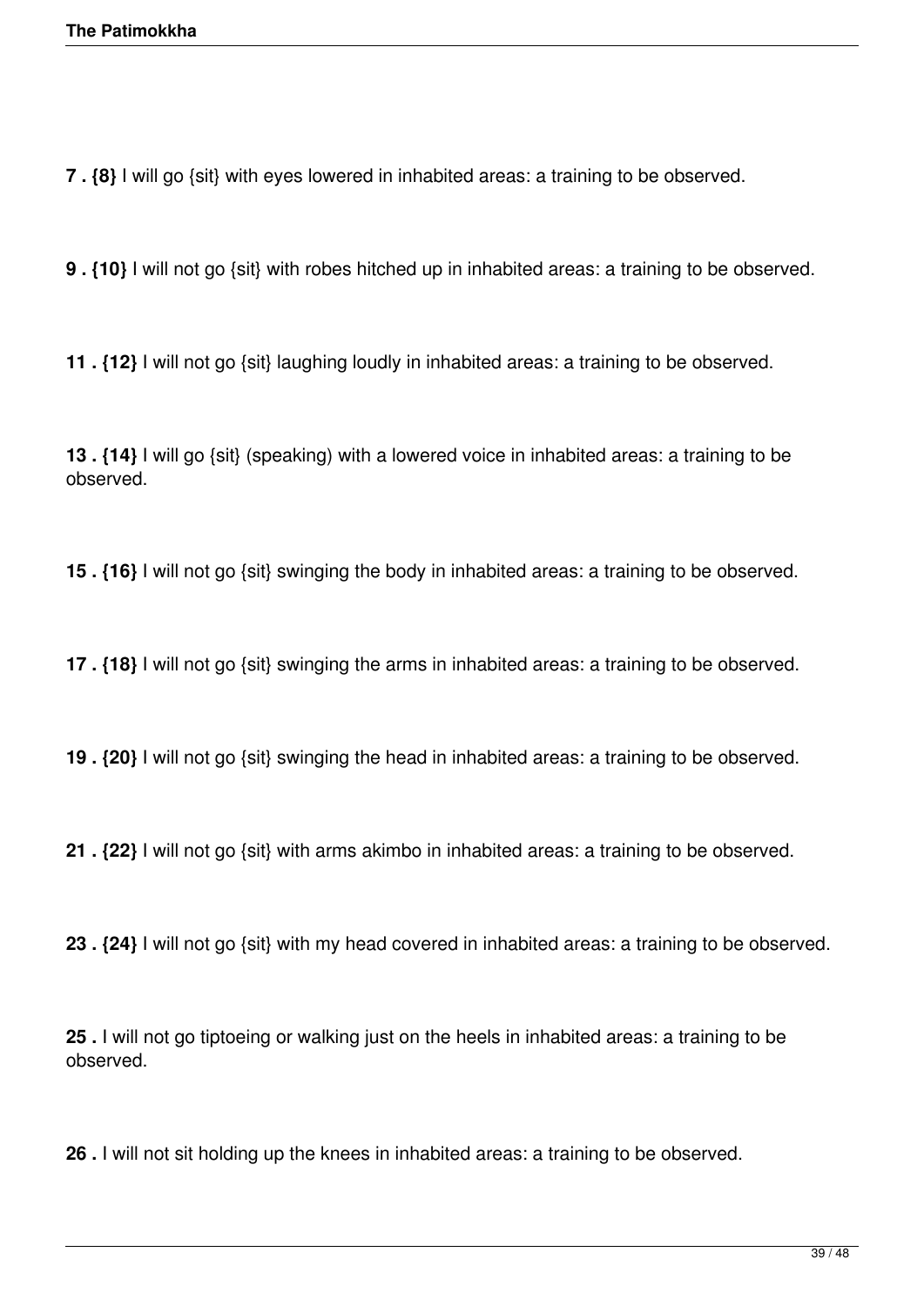**7 . {8}** I will go {sit} with eyes lowered in inhabited areas: a training to be observed.

**9 . {10}** I will not go {sit} with robes hitched up in inhabited areas: a training to be observed.

**11 . {12}** I will not go {sit} laughing loudly in inhabited areas: a training to be observed.

**13 . {14}** I will go {sit} (speaking) with a lowered voice in inhabited areas: a training to be observed.

**15 . {16}** I will not go {sit} swinging the body in inhabited areas: a training to be observed.

**17 . {18}** I will not go {sit} swinging the arms in inhabited areas: a training to be observed.

**19 . {20}** I will not go {sit} swinging the head in inhabited areas: a training to be observed.

**21 . {22}** I will not go {sit} with arms akimbo in inhabited areas: a training to be observed.

**23 . {24}** I will not go {sit} with my head covered in inhabited areas: a training to be observed.

**25 .** I will not go tiptoeing or walking just on the heels in inhabited areas: a training to be observed.

**26 .** I will not sit holding up the knees in inhabited areas: a training to be observed.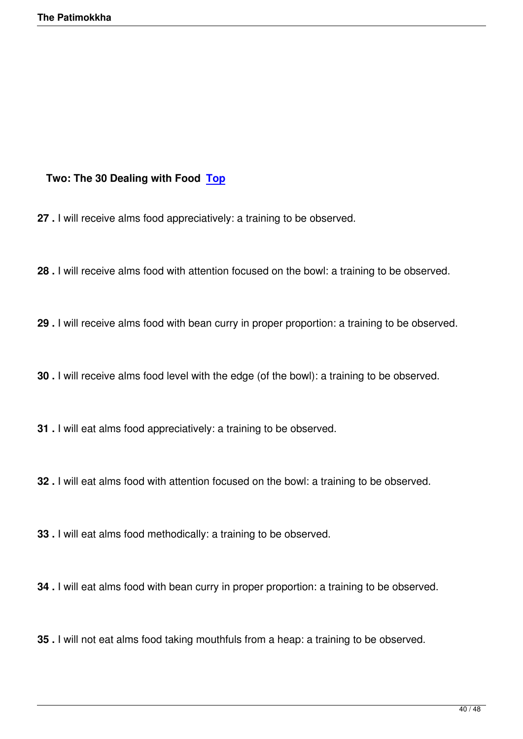## Two: The 30 Dealing with Food [Top]

**27 .** I will receive alms food appreciatively: a training to be observed.

**28 .** I will receive alms food with attention focused on the bowl: a training to be observed.

**29 .** I will receive alms food with bean curry in proper proportion: a training to be observed.

**30 .** I will receive alms food level with the edge (of the bowl): a training to be observed.

**31 .** I will eat alms food appreciatively: a training to be observed.

**32 .** I will eat alms food with attention focused on the bowl: a training to be observed.

**33 .** I will eat alms food methodically: a training to be observed.

**34 .** I will eat alms food with bean curry in proper proportion: a training to be observed.

**35 .** I will not eat alms food taking mouthfuls from a heap: a training to be observed.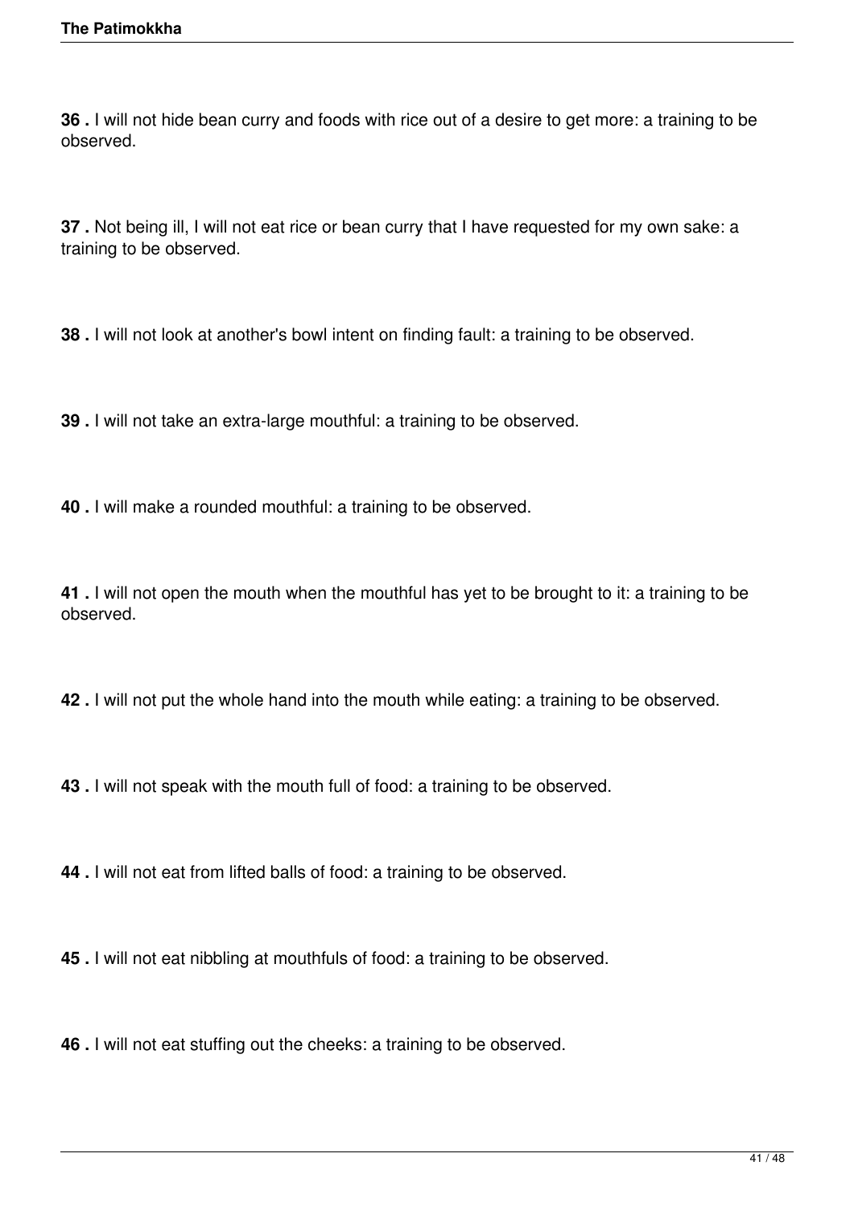**36 .** I will not hide bean curry and foods with rice out of a desire to get more: a training to be observed.

**37 .** Not being ill, I will not eat rice or bean curry that I have requested for my own sake: a training to be observed.

**38 .** I will not look at another's bowl intent on finding fault: a training to be observed.

**39 .** I will not take an extra-large mouthful: a training to be observed.

**40 .** I will make a rounded mouthful: a training to be observed.

**41 .** I will not open the mouth when the mouthful has yet to be brought to it: a training to be observed.

**42 .** I will not put the whole hand into the mouth while eating: a training to be observed.

**43 .** I will not speak with the mouth full of food: a training to be observed.

**44 .** I will not eat from lifted balls of food: a training to be observed.

**45 .** I will not eat nibbling at mouthfuls of food: a training to be observed.

**46 .** I will not eat stuffing out the cheeks: a training to be observed.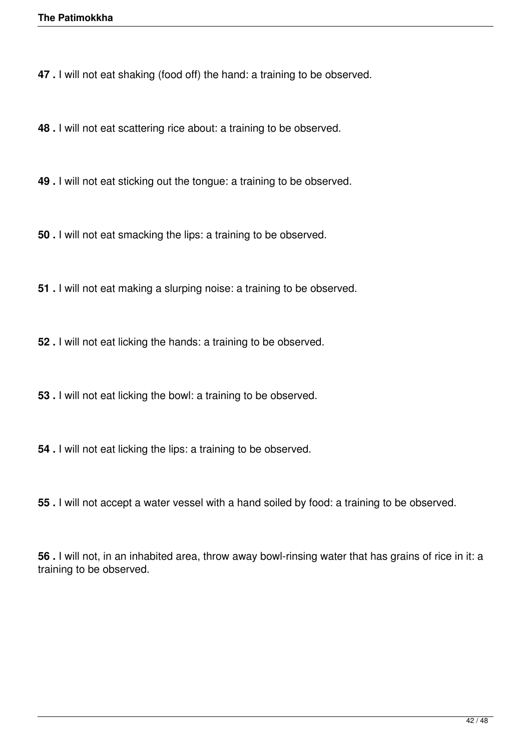**47 .** I will not eat shaking (food off) the hand: a training to be observed.

**48 .** I will not eat scattering rice about: a training to be observed.

**49 .** I will not eat sticking out the tongue: a training to be observed.

**50 .** I will not eat smacking the lips: a training to be observed.

**51 .** I will not eat making a slurping noise: a training to be observed.

**52 .** I will not eat licking the hands: a training to be observed.

**53 .** I will not eat licking the bowl: a training to be observed.

**54 .** I will not eat licking the lips: a training to be observed.

**55 .** I will not accept a water vessel with a hand soiled by food: a training to be observed.

**56 .** I will not, in an inhabited area, throw away bowl-rinsing water that has grains of rice in it: a training to be observed.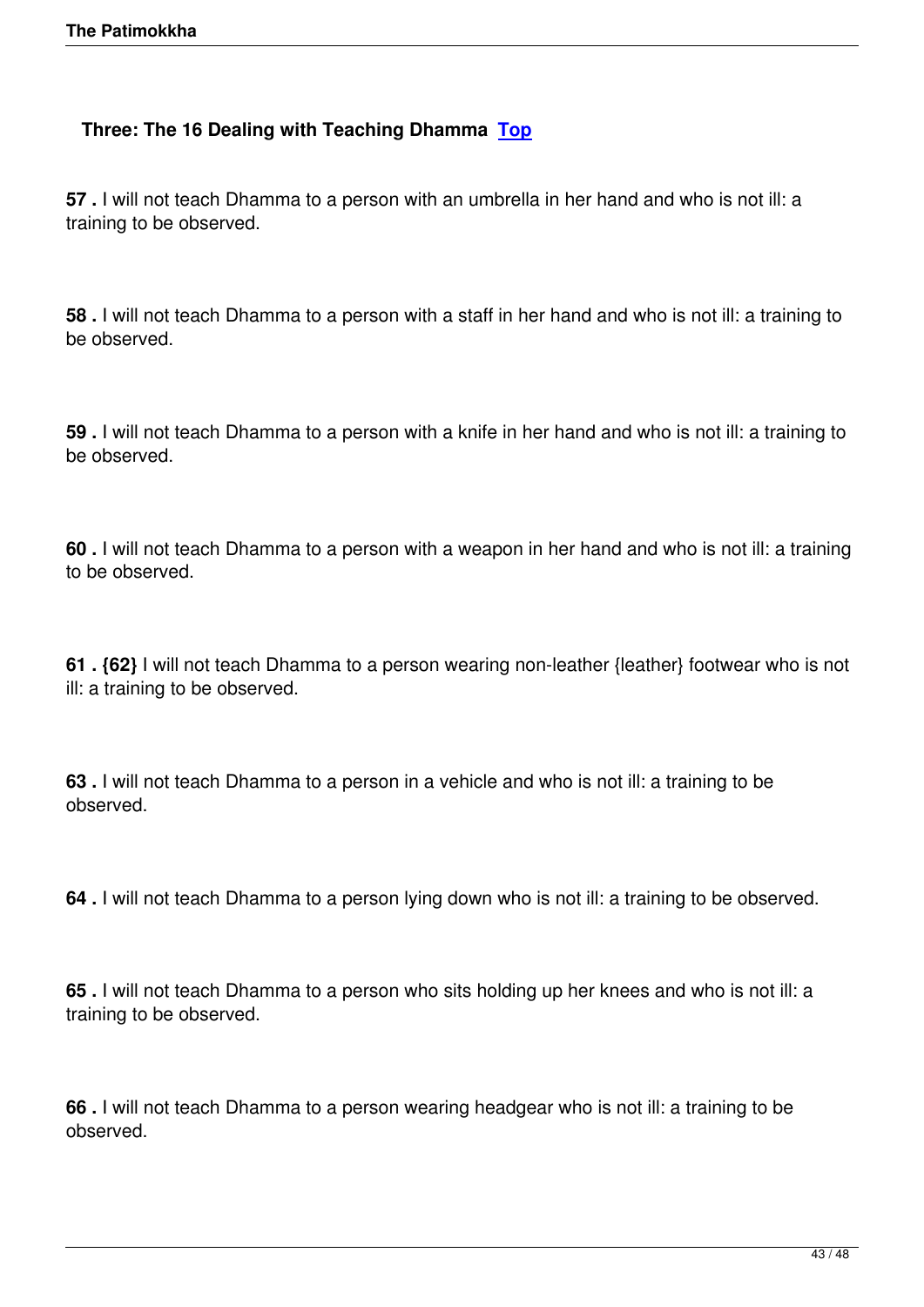### Three: The 16 Dealing with Teaching Dhamma [Top]

**57 .** I will not teach Dhamma to a person with an umbrella in her hand and who is not ill: a training to be observed.

**58 .** I will not teach Dhamma to a person with a staff in her hand and who is not ill: a training to be observed.

**59 .** I will not teach Dhamma to a person with a knife in her hand and who is not ill: a training to be observed.

**60 .** I will not teach Dhamma to a person with a weapon in her hand and who is not ill: a training to be observed.

**61 . {62}** I will not teach Dhamma to a person wearing non-leather {leather} footwear who is not ill: a training to be observed.

**63 .** I will not teach Dhamma to a person in a vehicle and who is not ill: a training to be observed.

**64 .** I will not teach Dhamma to a person lying down who is not ill: a training to be observed.

**65 .** I will not teach Dhamma to a person who sits holding up her knees and who is not ill: a training to be observed.

**66 .** I will not teach Dhamma to a person wearing headgear who is not ill: a training to be observed.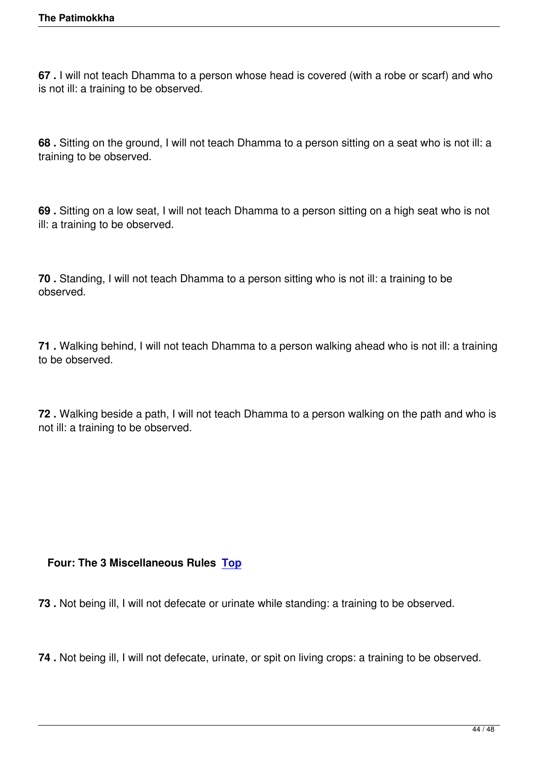**67 .** I will not teach Dhamma to a person whose head is covered (with a robe or scarf) and who is not ill: a training to be observed.

**68 .** Sitting on the ground, I will not teach Dhamma to a person sitting on a seat who is not ill: a training to be observed.

**69 .** Sitting on a low seat, I will not teach Dhamma to a person sitting on a high seat who is not ill: a training to be observed.

**70 .** Standing, I will not teach Dhamma to a person sitting who is not ill: a training to be observed.

**71 .** Walking behind, I will not teach Dhamma to a person walking ahead who is not ill: a training to be observed.

**72 .** Walking beside a path, I will not teach Dhamma to a person walking on the path and who is not ill: a training to be observed.

### Four: The 3 Miscellaneous Rules [Top]

**73 .** Not being ill, I will not defecate or urinate while standing: a training to be observed.

**74 .** Not being ill, I will not defecate, urinate, or spit on living crops: a training to be observed.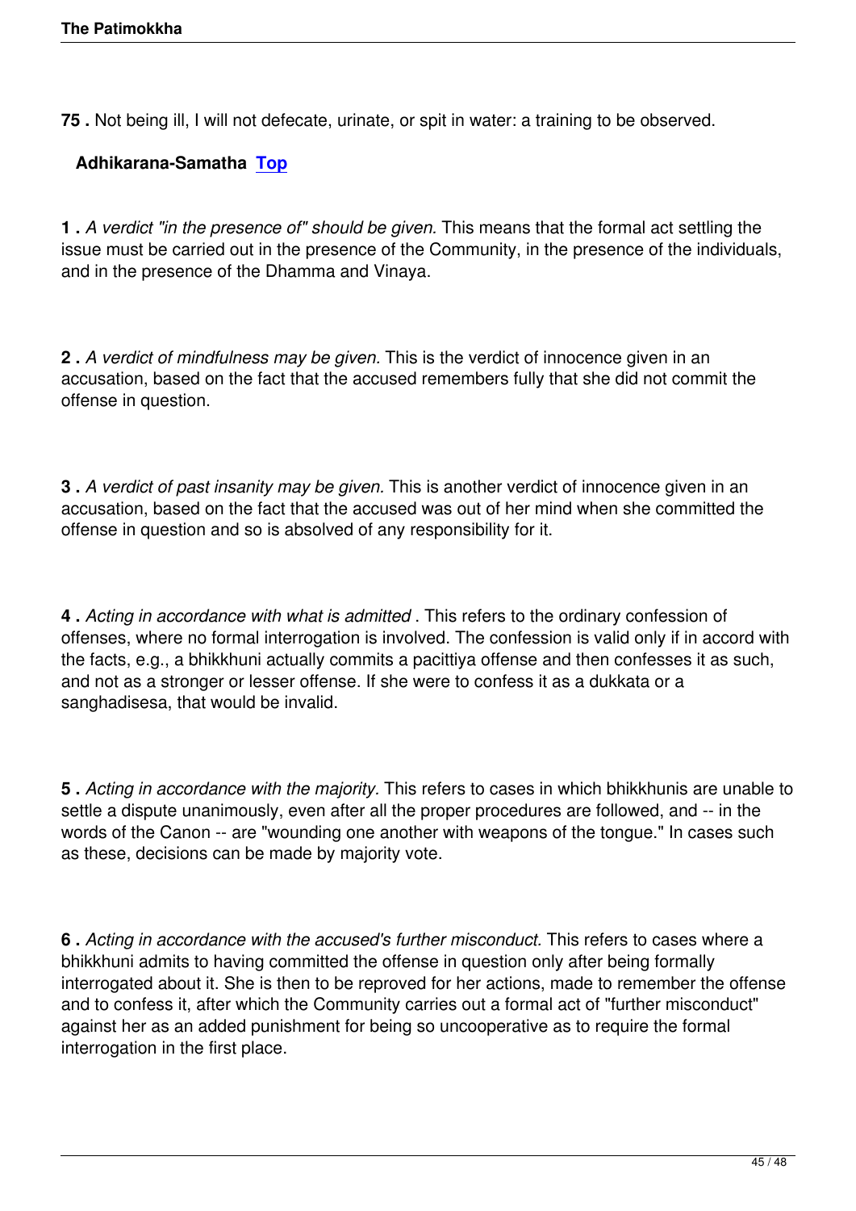**75 .** Not being ill, I will not defecate, urinate, or spit in water: a training to be observed.

## Adhikarana-Samatha [Top]

**1 .** *A verdict "in the presence of" should be given.* This means that the formal act settling the issue must be carried out in the presence of the Community, in the presence of the individuals, and in the presence of the Dhamma and Vinaya.

**2 .** *A verdict of mindfulness may be given.* This is the verdict of innocence given in an accusation, based on the fact that the accused remembers fully that she did not commit the offense in question.

**3 .** *A verdict of past insanity may be given.* This is another verdict of innocence given in an accusation, based on the fact that the accused was out of her mind when she committed the offense in question and so is absolved of any responsibility for it.

**4 .** *Acting in accordance with what is admitted* . This refers to the ordinary confession of offenses, where no formal interrogation is involved. The confession is valid only if in accord with the facts, e.g., a bhikkhuni actually commits a pacittiya offense and then confesses it as such, and not as a stronger or lesser offense. If she were to confess it as a dukkata or a sanghadisesa, that would be invalid.

**5 .** *Acting in accordance with the majority.* This refers to cases in which bhikkhunis are unable to settle a dispute unanimously, even after all the proper procedures are followed, and -- in the words of the Canon -- are "wounding one another with weapons of the tongue." In cases such as these, decisions can be made by majority vote.

**6 .** *Acting in accordance with the accused's further misconduct.* This refers to cases where a bhikkhuni admits to having committed the offense in question only after being formally interrogated about it. She is then to be reproved for her actions, made to remember the offense and to confess it, after which the Community carries out a formal act of "further misconduct" against her as an added punishment for being so uncooperative as to require the formal interrogation in the first place.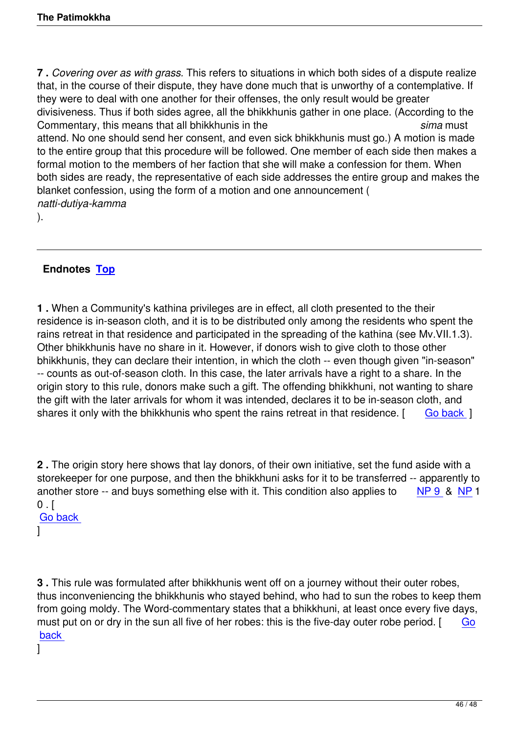**7 .** *Covering over as with grass.* This refers to situations in which both sides of a dispute realize that, in the course of their dispute, they have done much that is unworthy of a contemplative. If they were to deal with one another for their offenses, the only result would be greater divisiveness. Thus if both sides agree, all the bhikkhunis gather in one place. (According to the Commentary, this means that all bhikkhunis in the *sima* must attend. No one should send her consent, and even sick bhikkhunis must go.) A motion is made to the entire group that this procedure will be followed. One member of each side then makes a formal motion to the members of her faction that she will make a confession for them. When both sides are ready, the representative of each side addresses the entire group and makes the blanket confession, using the form of a motion and one announcement (*natti-dutiya-kamma*).

---

## Endnotes [Top]

**1 .** When a Community's kathina privileges are in effect, all cloth presented to the their residence is in-season cloth, and it is to be distributed only among the residents who spent the rains retreat in that residence and participated in the spreading of the kathina (see Mv.VII.1.3). Other bhikkhunis have no share in it. However, if donors wish to give cloth to those other bhikkhunis, they can declare their intention, in which the cloth -- even though given "in-season" -- counts as out-of-season cloth. In this case, the later arrivals have a right to a share. In the origin story to this rule, donors make such a gift. The offending bhikkhuni, not wanting to share the gift with the later arrivals for whom it was intended, declares it to be in-season cloth, and shares it only with the bhikkhunis who spent the rains retreat in that residence. [ Go back ]

**2 .** The origin story here shows that lay donors, of their own initiative, set the fund aside with a storekeeper for one purpose, and then the bhikkhuni asks for it to be transferred -- apparently to another store -- and buys something else with it. This condition also applies to NP 9 & NP 10 . [ Go back ]

**3 .** This rule was formulated after bhikkhunis went off on a journey without their outer robes, thus inconveniencing the bhikkhunis who stayed behind, who had to sun the robes to keep them from going moldy. The Word-commentary states that a bhikkhuni, at least once every five days, must put on or dry in the sun all five of her robes: this is the five-day outer robe period. [ Go back ]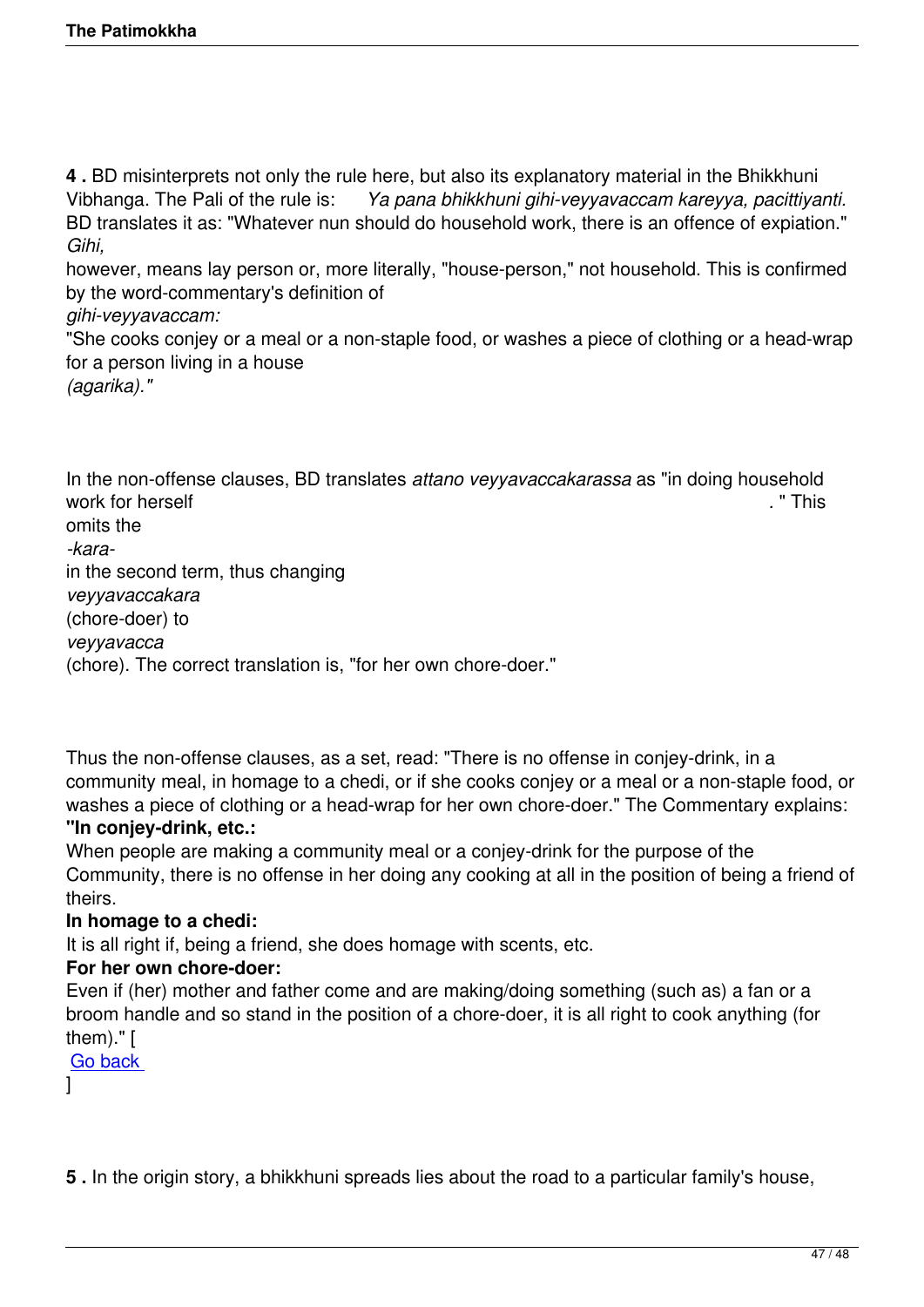**4 .** BD misinterprets not only the rule here, but also its explanatory material in the Bhikkhuni Vibhanga. The Pali of the rule is: *Ya pana bhikkhuni gihi-veyyavaccam kareyya, pacittiyanti.* BD translates it as: "Whatever nun should do household work, there is an offence of expiation." *Gihi,* however, means lay person or, more literally, "house-person," not household. This is confirmed by the word-commentary's definition of *gihi-veyyavaccam:* "She cooks conjey or a meal or a non-staple food, or washes a piece of clothing or a head-wrap for a person living in a house *(agarika)."*

In the non-offense clauses, BD translates *attano veyyavaccakarassa* as "in doing household work for herself." This omits the *-kara-* in the second term, thus changing *veyyavaccakara* (chore-doer) to *veyyavacca* (chore). The correct translation is, "for her own chore-doer."

Thus the non-offense clauses, as a set, read: "There is no offense in conjey-drink, in a community meal, in homage to a chedi, or if she cooks conjey or a meal or a non-staple food, or washes a piece of clothing or a head-wrap for her own chore-doer." The Commentary explains:

**"In conjey-drink, etc.:**
When people are making a community meal or a conjey-drink for the purpose of the Community, there is no offense in her doing any cooking at all in the position of being a friend of theirs.

**In homage to a chedi:**
It is all right if, being a friend, she does homage with scents, etc.

**For her own chore-doer:**
Even if (her) mother and father come and are making/doing something (such as) a fan or a broom handle and so stand in the position of a chore-doer, it is all right to cook anything (for them)." [ Go back ]

**5 .** In the origin story, a bhikkhuni spreads lies about the road to a particular family's house,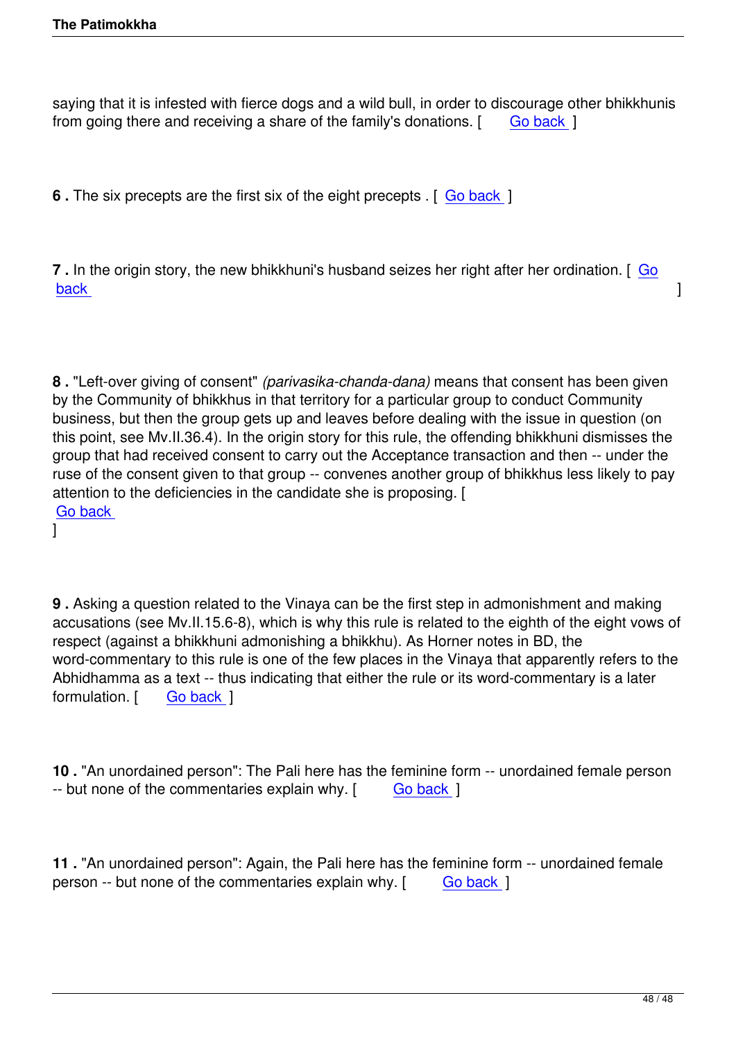saying that it is infested with fierce dogs and a wild bull, in order to discourage other bhikkhunis from going there and receiving a share of the family's donations. [ Go back ]

**6 .** The six precepts are the first six of the eight precepts . [ Go back ]

**7 .** In the origin story, the new bhikkhuni's husband seizes her right after her ordination. [ Go back ]

**8 .** "Left-over giving of consent" *(parivasika-chanda-dana)* means that consent has been given by the Community of bhikkhus in that territory for a particular group to conduct Community business, but then the group gets up and leaves before dealing with the issue in question (on this point, see Mv.II.36.4). In the origin story for this rule, the offending bhikkhuni dismisses the group that had received consent to carry out the Acceptance transaction and then -- under the ruse of the consent given to that group -- convenes another group of bhikkhus less likely to pay attention to the deficiencies in the candidate she is proposing. [ Go back ]

**9 .** Asking a question related to the Vinaya can be the first step in admonishment and making accusations (see Mv.II.15.6-8), which is why this rule is related to the eighth of the eight vows of respect (against a bhikkhuni admonishing a bhikkhu). As Horner notes in BD, the word-commentary to this rule is one of the few places in the Vinaya that apparently refers to the Abhidhamma as a text -- thus indicating that either the rule or its word-commentary is a later formulation. [ Go back ]

**10 .** "An unordained person": The Pali here has the feminine form -- unordained female person -- but none of the commentaries explain why. [ Go back ]

**11 .** "An unordained person": Again, the Pali here has the feminine form -- unordained female person -- but none of the commentaries explain why. [ Go back ]